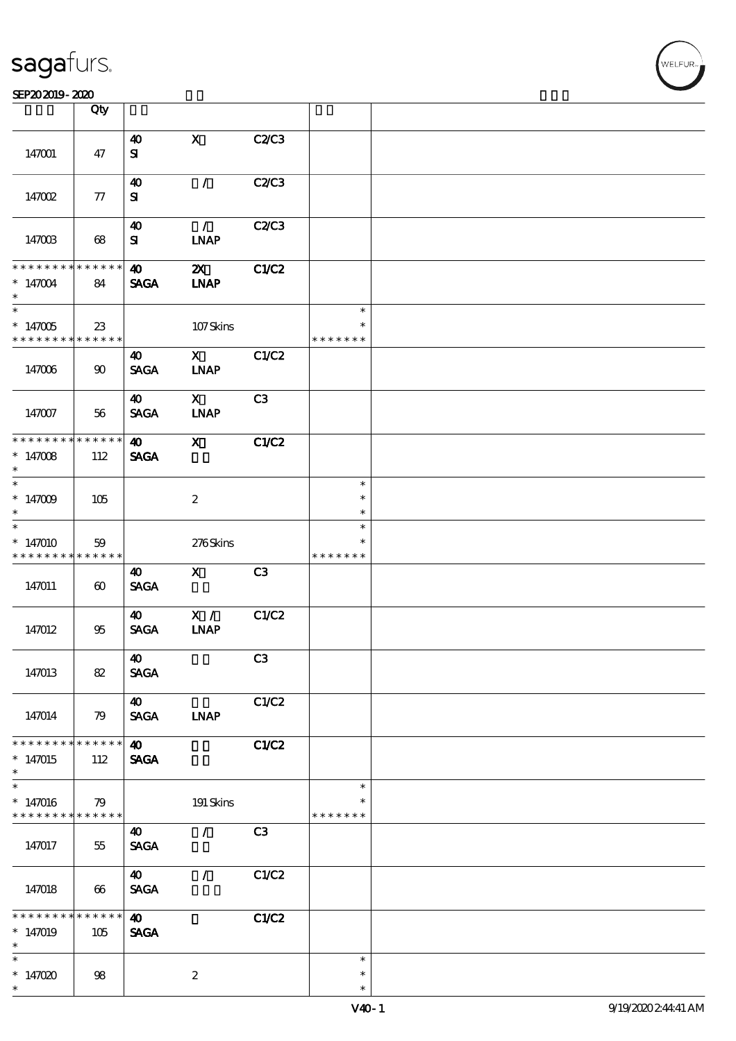| | Qty | | | | | |
|---|---|---|---|---|---|---|
| 147001 | 47 | 40<br>SI | X | C2/C3 | | |
| 147002 | 77 | 40<br>SI | / | C2/C3 | | |
| 147003 | 68 | 40<br>SI | /<br>LNAP | C2/C3 | | |
| * * * * * * * * * * * * * *<br>* 147004<br>* | 84 | 40<br>SAGA | 2X<br>LNAP | C1/C2 | | |
| *<br>* 147005<br>* * * * * * * * * * * * * * | 23 | | 107 Skins | | *<br>*<br>* * * * * * * | |
| 147006 | 90 | 40<br>SAGA | X<br>LNAP | C1/C2 | | |
| 147007 | 56 | 40<br>SAGA | X<br>LNAP | C3 | | |
| * * * * * * * * * * * * * *<br>* 147008<br>* | 112 | 40<br>SAGA | X | C1/C2 | | |
| *<br>* 147009<br>* | 105 | | 2 | | *<br>*<br>* | |
| *<br>* 147010<br>* * * * * * * * * * * * * * | 59 | | 276 Skins | | *<br>*<br>* * * * * * * | |
| 147011 | 60 | 40<br>SAGA | X | C3 | | |
| 147012 | 95 | 40<br>SAGA | X /<br>LNAP | C1/C2 | | |
| 147013 | 82 | 40<br>SAGA | | C3 | | |
| 147014 | 79 | 40<br>SAGA | LNAP | C1/C2 | | |
| * * * * * * * * * * * * * *<br>* 147015<br>* | 112 | 40<br>SAGA | | C1/C2 | | |
| *<br>* 147016<br>* * * * * * * * * * * * * * | 79 | | 191 Skins | | *<br>*<br>* * * * * * * | |
| 147017 | 55 | 40<br>SAGA | / | C3 | | |
| 147018 | 66 | 40<br>SAGA | / | C1/C2 | | |
| * * * * * * * * * * * * * *<br>* 147019<br>* | 105 | 40<br>SAGA | | C1/C2 | | |
| *<br>* 147020<br>* | 98 | | 2 | | *<br>*<br>* | |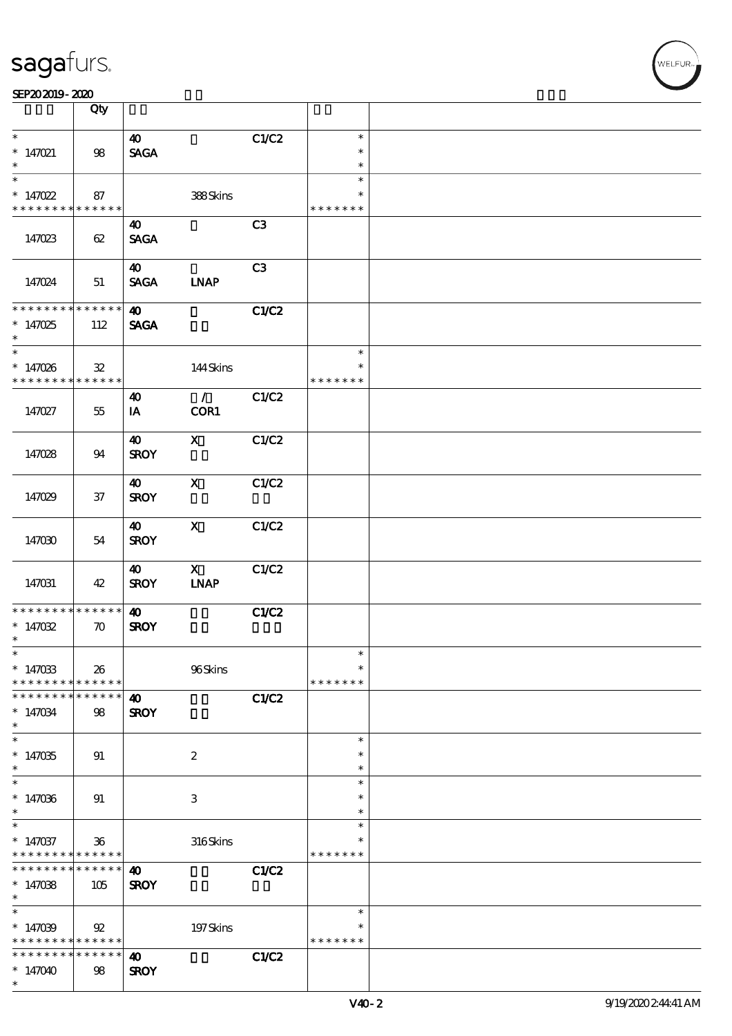sagafurs.

SEP202019 - 2020

| | Qty | | | | | |
|---|---|---|---|---|---|---|
| * <br> * 147021 <br> * | 98 | 40 <br> SAGA | | C1/C2 | * <br> * <br> * | |
| * <br> * 147022 <br> * * * * * * * * * * * * * * | 87 | | 388 Skins | | * <br> * <br> * * * * * * * | |
| 147023 | 62 | 40 <br> SAGA | | C3 | | |
| 147024 | 51 | 40 <br> SAGA | LNAP | C3 | | |
| * * * * * * * * * * * * * * <br> * 147025 <br> * | 112 | 40 <br> SAGA | | C1/C2 | | |
| * <br> * 147026 <br> * * * * * * * * * * * * * * | 32 | | 144 Skins | | * <br> * <br> * * * * * * * | |
| 147027 | 55 | 40 <br> IA | / <br> COR1 | C1/C2 | | |
| 147028 | 94 | 40 <br> SROY | X | C1/C2 | | |
| 147029 | 37 | 40 <br> SROY | X | C1/C2 | | |
| 147030 | 54 | 40 <br> SROY | X | C1/C2 | | |
| 147031 | 42 | 40 <br> SROY | X <br> LNAP | C1/C2 | | |
| * * * * * * * * * * * * * * <br> * 147032 <br> * | 70 | 40 <br> SROY | | C1/C2 | | |
| * <br> * 147033 <br> * * * * * * * * * * * * * * | 26 | | 96 Skins | | * <br> * <br> * * * * * * * | |
| * * * * * * * * * * * * * * <br> * 147034 <br> * | 98 | 40 <br> SROY | | C1/C2 | | |
| * <br> * 147035 <br> * | 91 | | 2 | | * <br> * <br> * | |
| * <br> * 147036 <br> * | 91 | | 3 | | * <br> * <br> * | |
| * <br> * 147037 <br> * * * * * * * * * * * * * * | 36 | | 316 Skins | | * <br> * <br> * * * * * * * | |
| * * * * * * * * * * * * * * <br> * 147038 <br> * | 105 | 40 <br> SROY | | C1/C2 | | |
| * <br> * 147039 <br> * * * * * * * * * * * * * * | 92 | | 197 Skins | | * <br> * <br> * * * * * * * | |
| * * * * * * * * * * * * * * <br> * 147040 <br> * | 98 | 40 <br> SROY | | C1/C2 | | |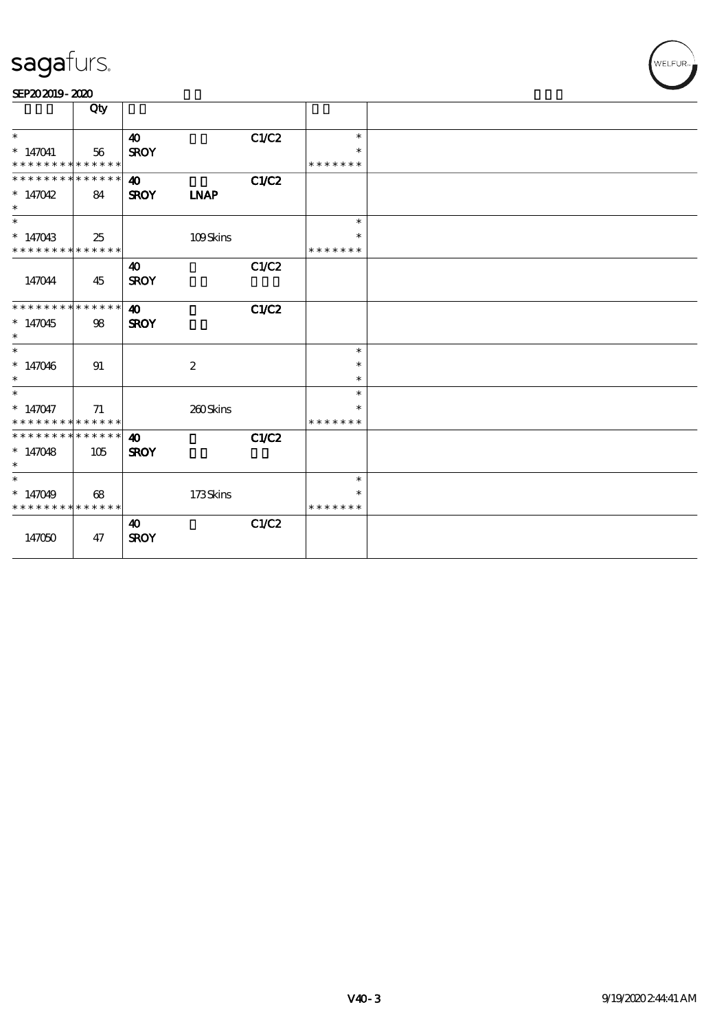| | Qty | | | | | |
|---|---|---|---|---|---|---|
| * <br> * 147041 <br> * * * * * * * * * * * * * * | 56 | 40 <br> SROY | | C1/C2 | * <br> * <br> * * * * * * * | |
| * * * * * * * * * * * * * * <br> * 147042 <br> * | 84 | 40 <br> SROY | LNAP | C1/C2 | | |
| * <br> * 147043 <br> * * * * * * * * * * * * * * | 25 | | 109 Skins | | * <br> * <br> * * * * * * * | |
| 147044 | 45 | 40 <br> SROY | | C1/C2 | | |
| * * * * * * * * * * * * * * <br> * 147045 <br> * | 98 | 40 <br> SROY | | C1/C2 | | |
| * <br> * 147046 <br> * | 91 | | 2 | | * <br> * <br> * | |
| * <br> * 147047 <br> * * * * * * * * * * * * * * | 71 | | 260 Skins | | * <br> * <br> * * * * * * * | |
| * * * * * * * * * * * * * * <br> * 147048 <br> * | 105 | 40 <br> SROY | | C1/C2 | | |
| * <br> * 147049 <br> * * * * * * * * * * * * * * | 68 | | 173 Skins | | * <br> * <br> * * * * * * * | |
| 147050 | 47 | 40 <br> SROY | | C1/C2 | | |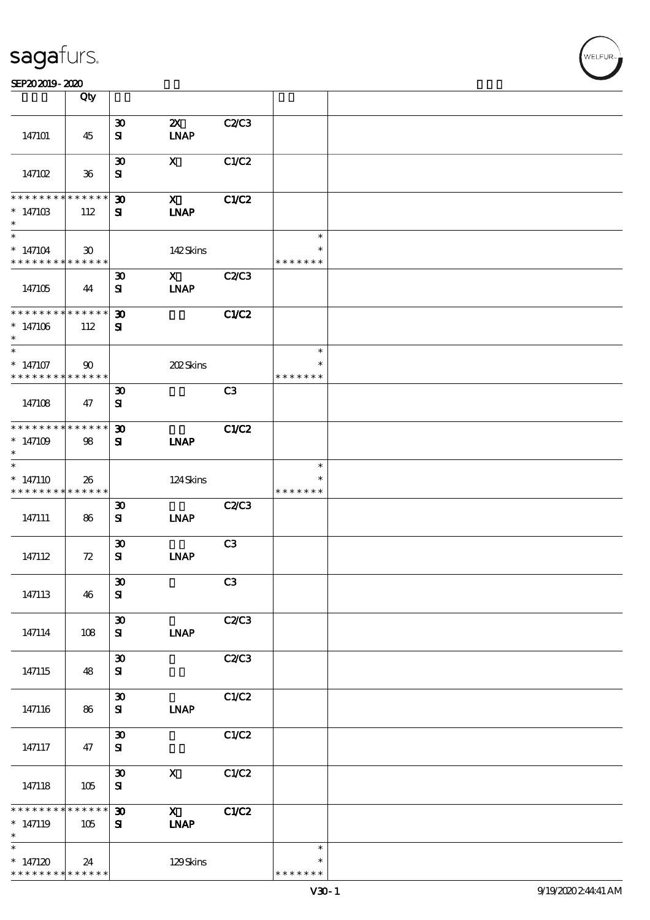| | Qty | | | | | |
|---|---|---|---|---|---|---|
| 147101 | 45 | 30<br>SI | 2X<br>LNAP | C2/C3 | | |
| 147102 | 36 | 30<br>SI | X | C1/C2 | | |
| * * * * * * * * * * * * * *<br>* 147103<br>* | 112 | 30<br>SI | X<br>LNAP | C1/C2 | | |
| *<br>* 147104<br>* * * * * * * * * * * * * * | 30 | | 142 Skins | | *<br>*<br>* * * * * * * | |
| 147105 | 44 | 30<br>SI | X<br>LNAP | C2/C3 | | |
| * * * * * * * * * * * * * *<br>* 147106<br>* | 112 | 30<br>SI | | C1/C2 | | |
| *<br>* 147107<br>* * * * * * * * * * * * * * | 90 | | 202 Skins | | *<br>*<br>* * * * * * * | |
| 147108 | 47 | 30<br>SI | | C3 | | |
| * * * * * * * * * * * * * *<br>* 147109<br>* | 98 | 30<br>SI | LNAP | C1/C2 | | |
| *<br>* 147110<br>* * * * * * * * * * * * * * | 26 | | 124 Skins | | *<br>*<br>* * * * * * * | |
| 147111 | 86 | 30<br>SI | LNAP | C2/C3 | | |
| 147112 | 72 | 30<br>SI | LNAP | C3 | | |
| 147113 | 46 | 30<br>SI | | C3 | | |
| 147114 | 108 | 30<br>SI | LNAP | C2/C3 | | |
| 147115 | 48 | 30<br>SI | | C2/C3 | | |
| 147116 | 86 | 30<br>SI | LNAP | C1/C2 | | |
| 147117 | 47 | 30<br>SI | | C1/C2 | | |
| 147118 | 105 | 30<br>SI | X | C1/C2 | | |
| * * * * * * * * * * * * * *<br>* 147119<br>* | 105 | 30<br>SI | X<br>LNAP | C1/C2 | | |
| *<br>* 147120<br>* * * * * * * * * * * * * * | 24 | | 129 Skins | | *<br>*<br>* * * * * * * | |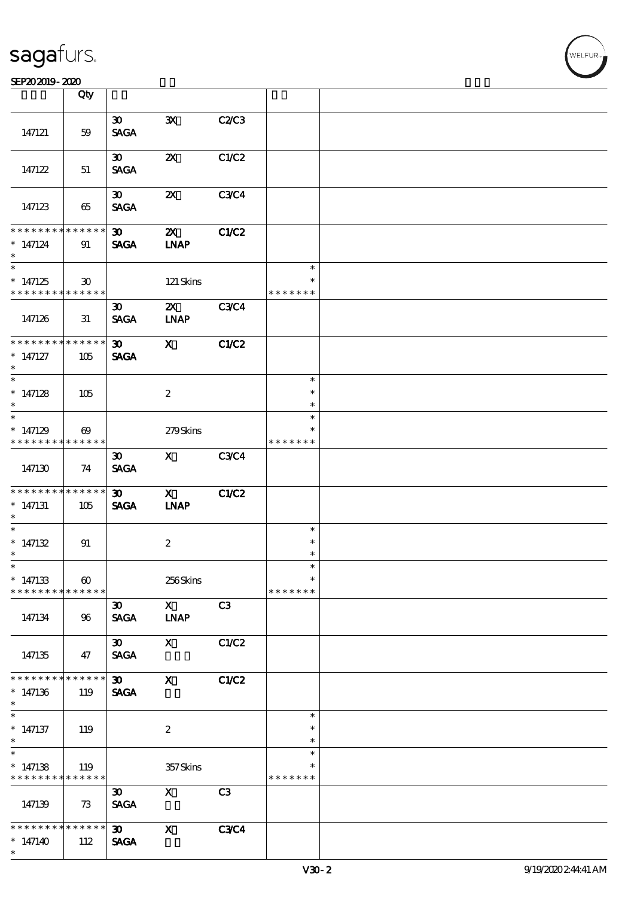| | Qty | | | | | |
|---|---|---|---|---|---|---|
| 147121 | 59 | 30 SAGA | 3X | C2/C3 | | |
| 147122 | 51 | 30 SAGA | 2X | C1/C2 | | |
| 147123 | 65 | 30 SAGA | 2X | C3/C4 | | |
| * * * * * * * * * * * * * * <br>* 147124<br>* | 91 | 30 SAGA | 2X LNAP | C1/C2 | | |
| *<br>* 147125<br>* * * * * * * * * * * * * * | 30 | | 121 Skins | | *<br>*<br>* * * * * * * | |
| 147126 | 31 | 30 SAGA | 2X LNAP | C3/C4 | | |
| * * * * * * * * * * * * * * <br>* 147127<br>* | 105 | 30 SAGA | X | C1/C2 | | |
| *<br>* 147128<br>* | 105 | | 2 | | *<br>*<br>* | |
| *<br>* 147129<br>* * * * * * * * * * * * * * | 69 | | 279 Skins | | *<br>*<br>* * * * * * * | |
| 147130 | 74 | 30 SAGA | X | C3/C4 | | |
| * * * * * * * * * * * * * * <br>* 147131<br>* | 105 | 30 SAGA | X LNAP | C1/C2 | | |
| *<br>* 147132<br>* | 91 | | 2 | | *<br>*<br>* | |
| *<br>* 147133<br>* * * * * * * * * * * * * * | 60 | | 256 Skins | | *<br>*<br>* * * * * * * | |
| 147134 | 96 | 30 SAGA | X LNAP | C3 | | |
| 147135 | 47 | 30 SAGA | X | C1/C2 | | |
| * * * * * * * * * * * * * * <br>* 147136<br>* | 119 | 30 SAGA | X | C1/C2 | | |
| *<br>* 147137<br>* | 119 | | 2 | | *<br>*<br>* | |
| *<br>* 147138<br>* * * * * * * * * * * * * * | 119 | | 357 Skins | | *<br>*<br>* * * * * * * | |
| 147139 | 73 | 30 SAGA | X | C3 | | |
| * * * * * * * * * * * * * * <br>* 147140<br>* | 112 | 30 SAGA | X | C3/C4 | | |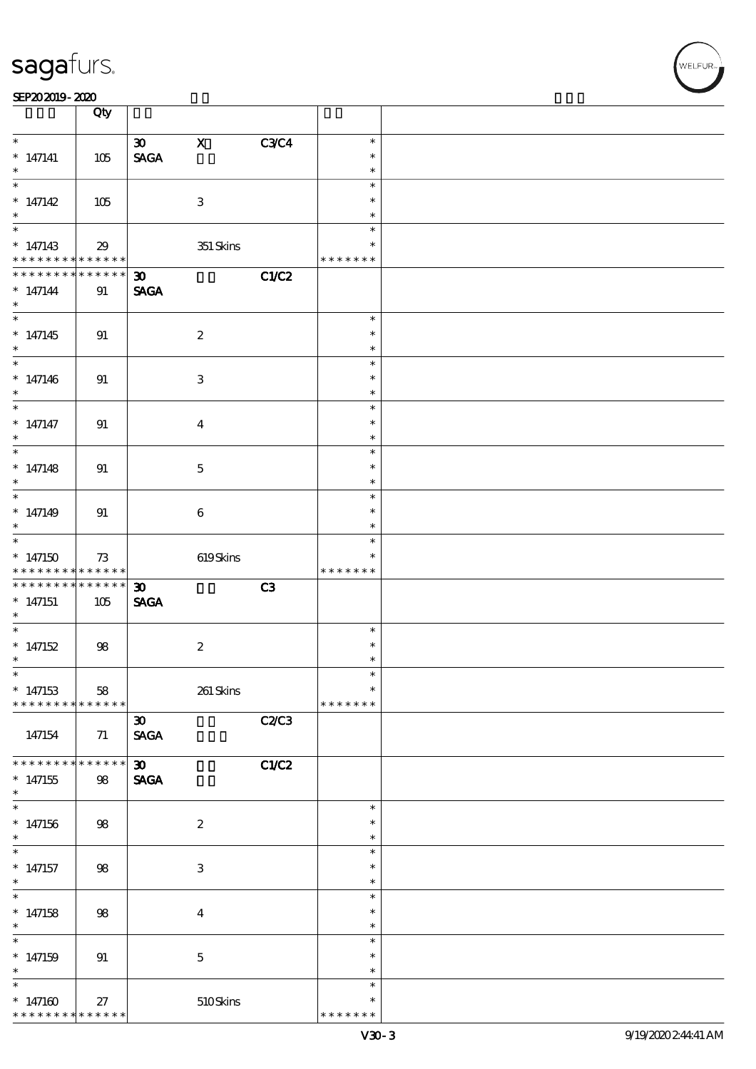| | Qty | | | | | |
|---|---|---|---|---|---|---|
| * <br> * 147141 <br> * | 105 | 30 <br> SAGA | X | C3/C4 | * <br> * <br> * | |
| * <br> * 147142 <br> * | 105 | | 3 | | * <br> * <br> * | |
| * <br> * 147143 <br> * * * * * * * * * * * * * * | 29 | | 351 Skins | | * <br> * <br> * * * * * * * | |
| * * * * * * * * * * * * * * <br> * 147144 <br> * | 91 | 30 <br> SAGA | | C1/C2 | | |
| * <br> * 147145 <br> * | 91 | | 2 | | * <br> * <br> * | |
| * <br> * 147146 <br> * | 91 | | 3 | | * <br> * <br> * | |
| * <br> * 147147 <br> * | 91 | | 4 | | * <br> * <br> * | |
| * <br> * 147148 <br> * | 91 | | 5 | | * <br> * <br> * | |
| * <br> * 147149 <br> * | 91 | | 6 | | * <br> * <br> * | |
| * <br> * 147150 <br> * * * * * * * * * * * * * * | 73 | | 619 Skins | | * <br> * <br> * * * * * * * | |
| * * * * * * * * * * * * * * <br> * 147151 <br> * | 105 | 30 <br> SAGA | | C3 | | |
| * <br> * 147152 <br> * | 98 | | 2 | | * <br> * <br> * | |
| * <br> * 147153 <br> * * * * * * * * * * * * * * | 58 | | 261 Skins | | * <br> * <br> * * * * * * * | |
| 147154 | 71 | 30 <br> SAGA | | C2/C3 | | |
| * * * * * * * * * * * * * * <br> * 147155 <br> * | 98 | 30 <br> SAGA | | C1/C2 | | |
| * <br> * 147156 <br> * | 98 | | 2 | | * <br> * <br> * | |
| * <br> * 147157 <br> * | 98 | | 3 | | * <br> * <br> * | |
| * <br> * 147158 <br> * | 98 | | 4 | | * <br> * <br> * | |
| * <br> * 147159 <br> * | 91 | | 5 | | * <br> * <br> * | |
| * <br> * 147160 <br> * * * * * * * * * * * * * * | 27 | | 510 Skins | | * <br> * <br> * * * * * * * | |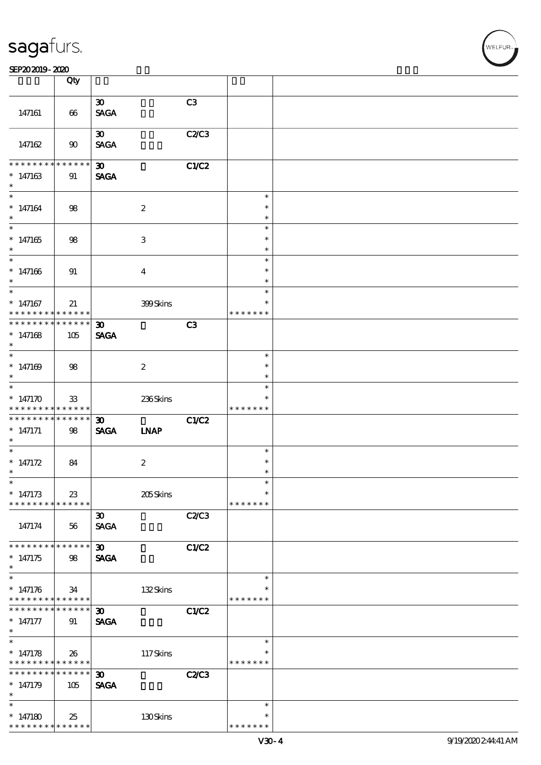| | Qty | | | | | |
|---|---|---|---|---|---|---|
| 147161 | 66 | 30 SAGA | | C3 | | |
| 147162 | 90 | 30 SAGA | | C2/C3 | | |
| * * * * * * * * * * * * * * 147163 * | 91 | 30 SAGA | | C1/C2 | | |
| * * 147164 * | 98 | | 2 | | * * * | |
| * * 147165 * | 98 | | 3 | | * * * | |
| * * 147166 * | 91 | | 4 | | * * * | |
| * * 147167 * * * * * * * * * * * * * * | 21 | | 399 Skins | | * * * * * * * * | |
| * * * * * * * * * * * * * * 147168 * | 105 | 30 SAGA | | C3 | | |
| * * 147169 * | 98 | | 2 | | * * * | |
| * * 147170 * * * * * * * * * * * * * * | 33 | | 236 Skins | | * * * * * * * * | |
| * * * * * * * * * * * * * * 147171 * | 98 | 30 SAGA | LNAP | C1/C2 | | |
| * * 147172 * | 84 | | 2 | | * * * | |
| * * 147173 * * * * * * * * * * * * * * | 23 | | 205 Skins | | * * * * * * * * | |
| 147174 | 56 | 30 SAGA | | C2/C3 | | |
| * * * * * * * * * * * * * * 147175 * | 98 | 30 SAGA | | C1/C2 | | |
| * * 147176 * * * * * * * * * * * * * * | 34 | | 132 Skins | | * * * * * * * * | |
| * * * * * * * * * * * * * * 147177 * | 91 | 30 SAGA | | C1/C2 | | |
| * * 147178 * * * * * * * * * * * * * * | 26 | | 117 Skins | | * * * * * * * * | |
| * * * * * * * * * * * * * * 147179 * | 105 | 30 SAGA | | C2/C3 | | |
| * * 147180 * * * * * * * * * * * * * * | 25 | | 130 Skins | | * * * * * * * * | |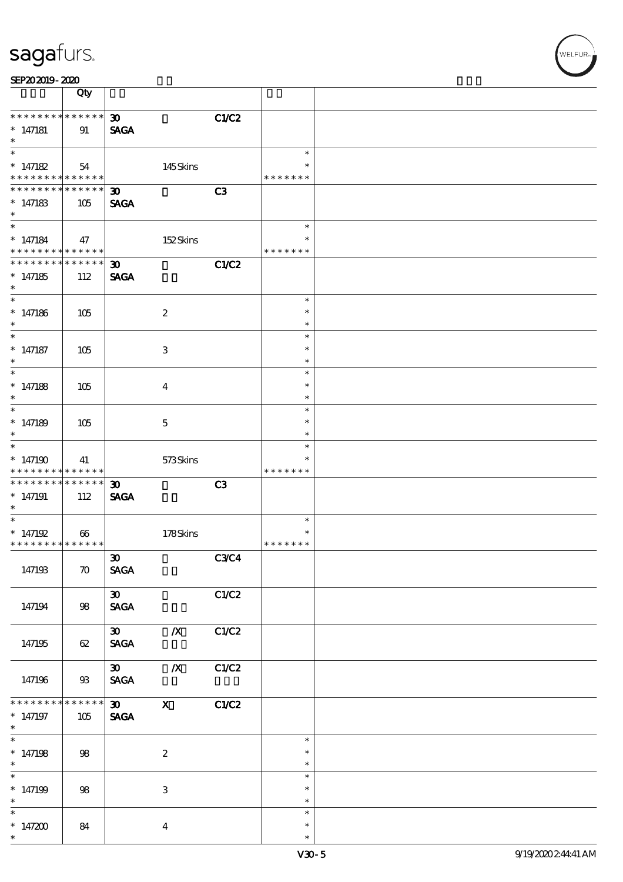| | Qty | | | | | |
|---|---|---|---|---|---|---|
| * * * * * * * * * * * * * * | 30 | | C1/C2 | | |
| * 147181 | 91 | SAGA | | | | |
| * | | | | | | |
| * 147182 | 54 | | 145 Skins | | * * * * * * * | |
| * * * * * * * * * * * * * * | 30 | | C3 | | |
| * 147183 | 105 | SAGA | | | | |
| * | | | | | | |
| * 147184 | 47 | | 152 Skins | | * * * * * * * | |
| * * * * * * * * * * * * * * | 30 | | C1/C2 | | |
| * 147185 | 112 | SAGA | | | | |
| * 147186 | 105 | | 2 | | * | |
| * 147187 | 105 | | 3 | | * | |
| * 147188 | 105 | | 4 | | * | |
| * 147189 | 105 | | 5 | | * | |
| * 147190 | 41 | | 573 Skins | | * * * * * * * | |
| * * * * * * * * * * * * * * | 30 | | C3 | | |
| * 147191 | 112 | SAGA | | | | |
| * 147192 | 66 | | 178 Skins | | * * * * * * * | |
| 147193 | 70 | 30 SAGA | | C3/C4 | | |
| 147194 | 98 | 30 SAGA | | C1/C2 | | |
| 147195 | 62 | 30 SAGA | /X | C1/C2 | | |
| 147196 | 93 | 30 SAGA | /X | C1/C2 | | |
| * * * * * * * * * * * * * * | 30 | X | C1/C2 | | |
| * 147197 | 105 | SAGA | | | | |
| * 147198 | 98 | | 2 | | * | |
| * 147199 | 98 | | 3 | | * | |
| * 147200 | 84 | | 4 | | * | |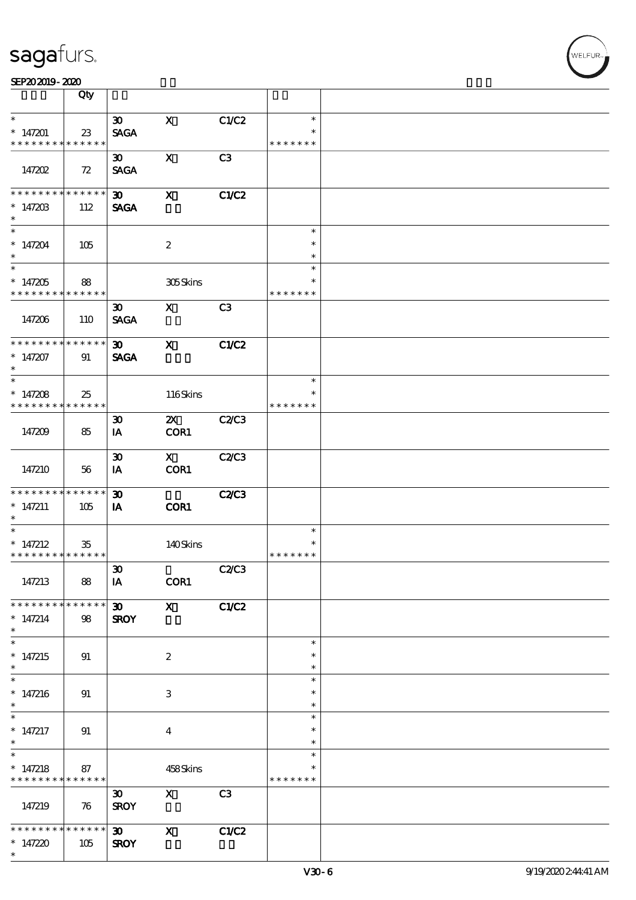| | Qty | | | | | |
|---|---|---|---|---|---|---|
| * | | 30 | X | C1/C2 | * | |
| * 147201 | 23 | SAGA | | | * | |
| * * * * * * * * * * * * * * | | | | | * * * * * * * | |
| | | 30 | X | C3 | | |
| 147202 | 72 | SAGA | | | | |
| * * * * * * * * * * * * * * | | 30 | X | C1/C2 | | |
| * 147203 | 112 | SAGA | | | | |
| * | | | | | | |
| * | | | | | * | |
| * 147204 | 105 | | 2 | | * | |
| * | | | | | * | |
| * | | | | | * | |
| * 147205 | 88 | | 305 Skins | | * | |
| * * * * * * * * * * * * * * | | | | | * * * * * * * | |
| | | 30 | X | C3 | | |
| 147206 | 110 | SAGA | | | | |
| * * * * * * * * * * * * * * | | 30 | X | C1/C2 | | |
| * 147207 | 91 | SAGA | | | | |
| * | | | | | | |
| * | | | | | * | |
| * 147208 | 25 | | 116 Skins | | * | |
| * * * * * * * * * * * * * * | | | | | * * * * * * * | |
| | | 30 | 2X | C2/C3 | | |
| 147209 | 85 | IA | COR1 | | | |
| | | 30 | X | C2/C3 | | |
| 147210 | 56 | IA | COR1 | | | |
| * * * * * * * * * * * * * * | | 30 | | C2/C3 | | |
| * 147211 | 105 | IA | COR1 | | | |
| * | | | | | | |
| * | | | | | * | |
| * 147212 | 35 | | 140 Skins | | * | |
| * * * * * * * * * * * * * * | | | | | * * * * * * * | |
| | | 30 | | C2/C3 | | |
| 147213 | 88 | IA | COR1 | | | |
| * * * * * * * * * * * * * * | | 30 | X | C1/C2 | | |
| * 147214 | 98 | SROY | | | | |
| * | | | | | | |
| * | | | | | * | |
| * 147215 | 91 | | 2 | | * | |
| * | | | | | * | |
| * | | | | | * | |
| * 147216 | 91 | | 3 | | * | |
| * | | | | | * | |
| * | | | | | * | |
| * 147217 | 91 | | 4 | | * | |
| * | | | | | * | |
| * | | | | | * | |
| * 147218 | 87 | | 458 Skins | | * | |
| * * * * * * * * * * * * * * | | | | | * * * * * * * | |
| | | 30 | X | C3 | | |
| 147219 | 76 | SROY | | | | |
| * * * * * * * * * * * * * * | | 30 | X | C1/C2 | | |
| * 147220 | 105 | SROY | | | | |
| * | | | | | | |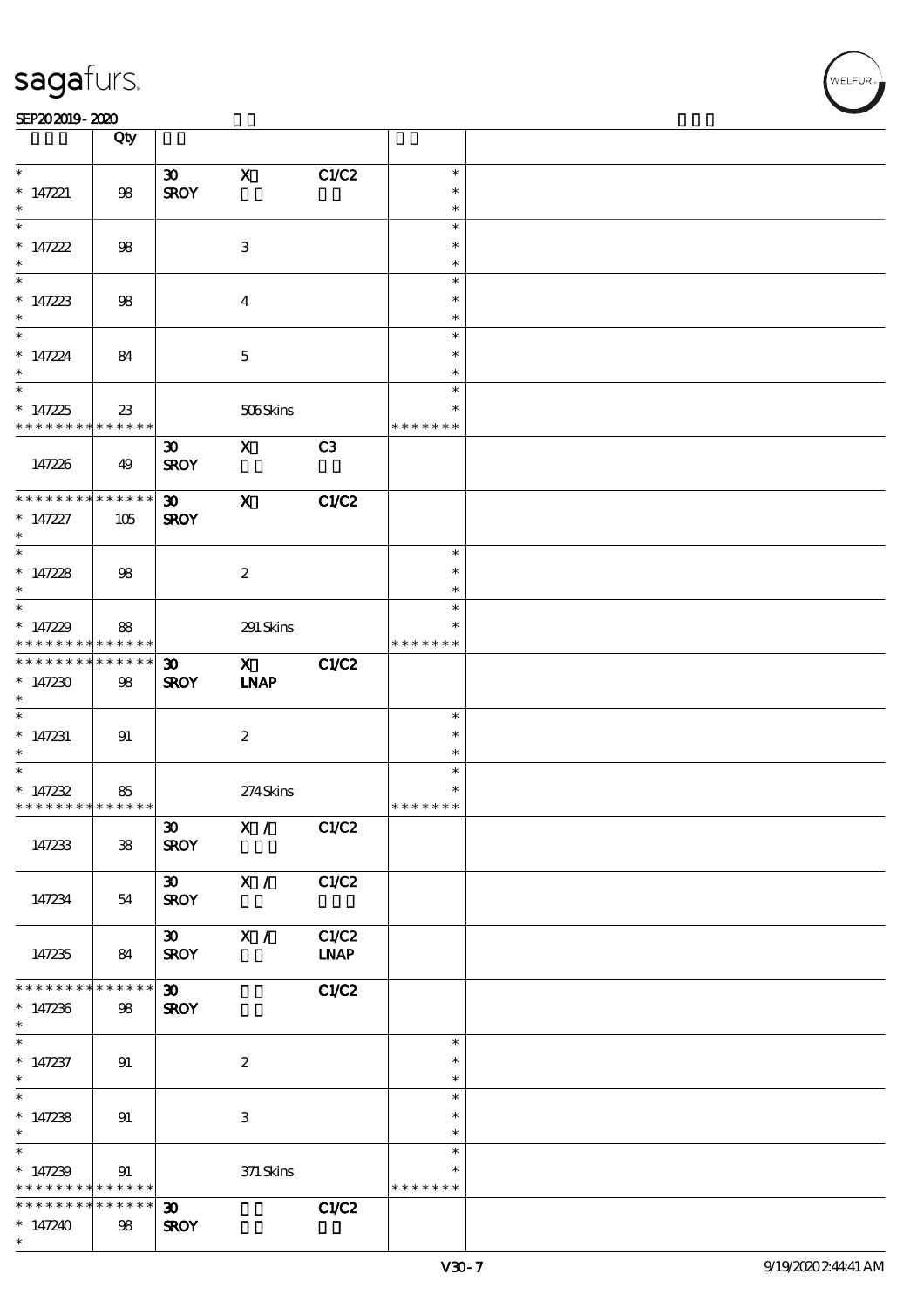| | Qty | | | | | |
|---|---|---|---|---|---|---|
| * | | 30 | X | C1/C2 | * | |
| * 147221 | 98 | SROY | | | * | |
| * | | | | | * | |
| * | | | | | * | |
| * 147222 | 98 | | 3 | | * | |
| * | | | | | * | |
| * | | | | | * | |
| * 147223 | 98 | | 4 | | * | |
| * | | | | | * | |
| * | | | | | * | |
| * 147224 | 84 | | 5 | | * | |
| * | | | | | * | |
| * | | | | | * | |
| * 147225 | 23 | | 506 Skins | | * | |
| * * * * * * * * * * * * * * | | | | | * * * * * * * | |
| | | 30 | X | C3 | | |
| 147226 | 49 | SROY | | | | |
| * * * * * * * * * * * * * * | | 30 | X | C1/C2 | | |
| * 147227 | 105 | SROY | | | | |
| * | | | | | | |
| * | | | | | * | |
| * 147228 | 98 | | 2 | | * | |
| * | | | | | * | |
| * | | | | | * | |
| * 147229 | 88 | | 291 Skins | | * | |
| * * * * * * * * * * * * * * | | | | | * * * * * * * | |
| * * * * * * * * * * * * * * | | 30 | X | C1/C2 | | |
| * 147230 | 98 | SROY | LNAP | | | |
| * | | | | | | |
| * | | | | | * | |
| * 147231 | 91 | | 2 | | * | |
| * | | | | | * | |
| * | | | | | * | |
| * 147232 | 85 | | 274 Skins | | * | |
| * * * * * * * * * * * * * * | | | | | * * * * * * * | |
| | | 30 | X / | C1/C2 | | |
| 147233 | 38 | SROY | | | | |
| | | 30 | X / | C1/C2 | | |
| 147234 | 54 | SROY | | | | |
| | | 30 | X / | C1/C2 | | |
| 147235 | 84 | SROY | | LNAP | | |
| * * * * * * * * * * * * * * | | 30 | | C1/C2 | | |
| * 147236 | 98 | SROY | | | | |
| * | | | | | | |
| * | | | | | * | |
| * 147237 | 91 | | 2 | | * | |
| * | | | | | * | |
| * | | | | | * | |
| * 147238 | 91 | | 3 | | * | |
| * | | | | | * | |
| * | | | | | * | |
| * 147239 | 91 | | 371 Skins | | * | |
| * * * * * * * * * * * * * * | | | | | * * * * * * * | |
| * * * * * * * * * * * * * * | | 30 | | C1/C2 | | |
| * 147240 | 98 | SROY | | | | |
| * | | | | | | |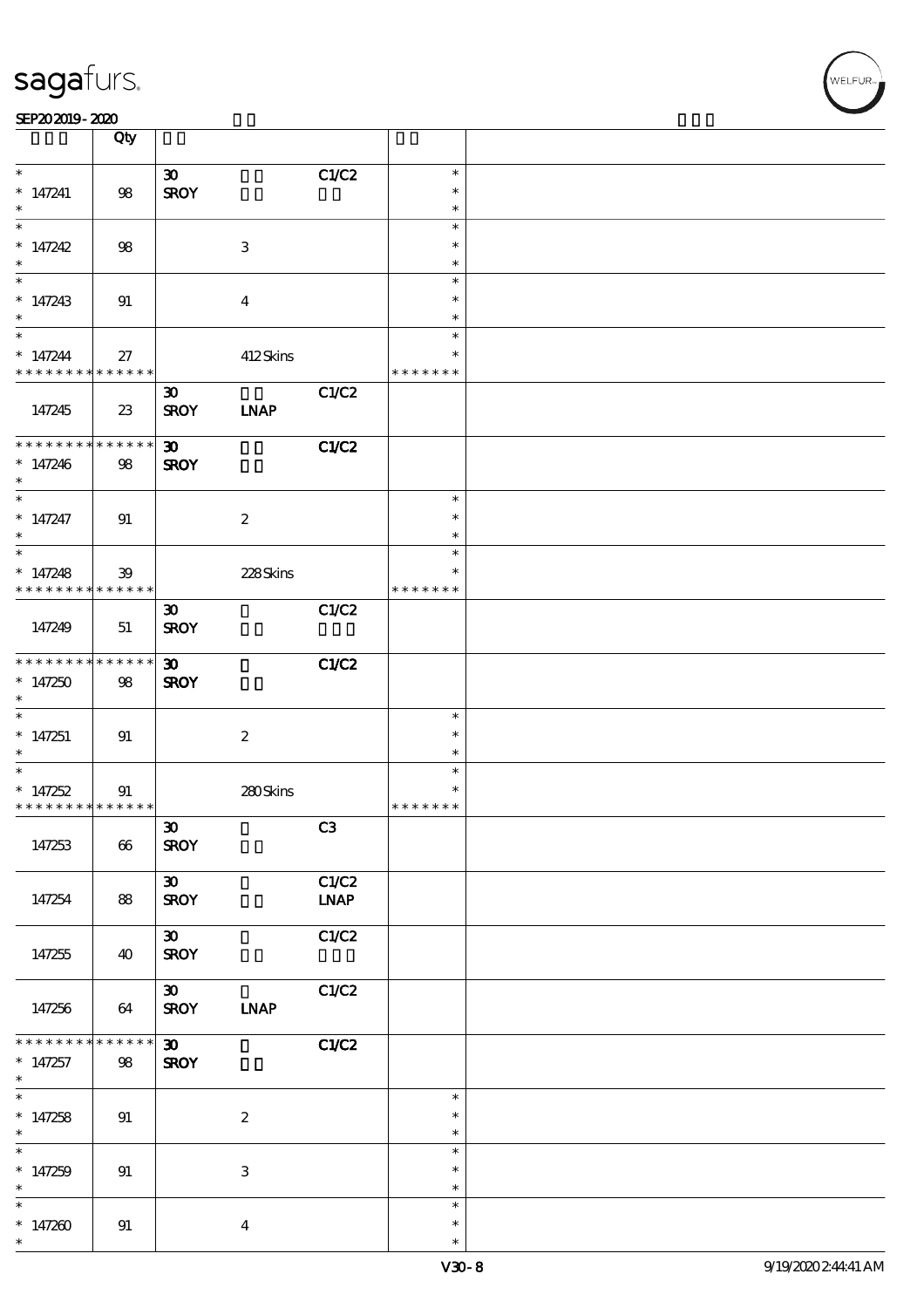| | Qty | | | | | |
|---|---|---|---|---|---|---|
| * 147241 * | 98 | 30 SROY | | C1/C2 | * * * | |
| * 147242 * | 98 | | 3 | | * * * | |
| * 147243 * | 91 | | 4 | | * * * | |
| * 147244 * * * * * * * * * * * * * | 27 | | 412 Skins | | * * * * * * * * | |
| 147245 | 23 | 30 SROY | LNAP | C1/C2 | | |
| * * * * * * * * * * * * * * 147246 * | 98 | 30 SROY | | C1/C2 | | |
| * 147247 * | 91 | | 2 | | * * * | |
| * 147248 * * * * * * * * * * * * * | 39 | | 228 Skins | | * * * * * * * * | |
| 147249 | 51 | 30 SROY | | C1/C2 | | |
| * * * * * * * * * * * * * * 147250 * | 98 | 30 SROY | | C1/C2 | | |
| * 147251 * | 91 | | 2 | | * * * | |
| * 147252 * * * * * * * * * * * * * | 91 | | 280 Skins | | * * * * * * * * | |
| 147253 | 66 | 30 SROY | | C3 | | |
| 147254 | 88 | 30 SROY | | C1/C2 LNAP | | |
| 147255 | 40 | 30 SROY | | C1/C2 | | |
| 147256 | 64 | 30 SROY | LNAP | C1/C2 | | |
| * * * * * * * * * * * * * * 147257 * | 98 | 30 SROY | | C1/C2 | | |
| * 147258 * | 91 | | 2 | | * * * | |
| * 147259 * | 91 | | 3 | | * * * | |
| * 147260 * | 91 | | 4 | | * * * | |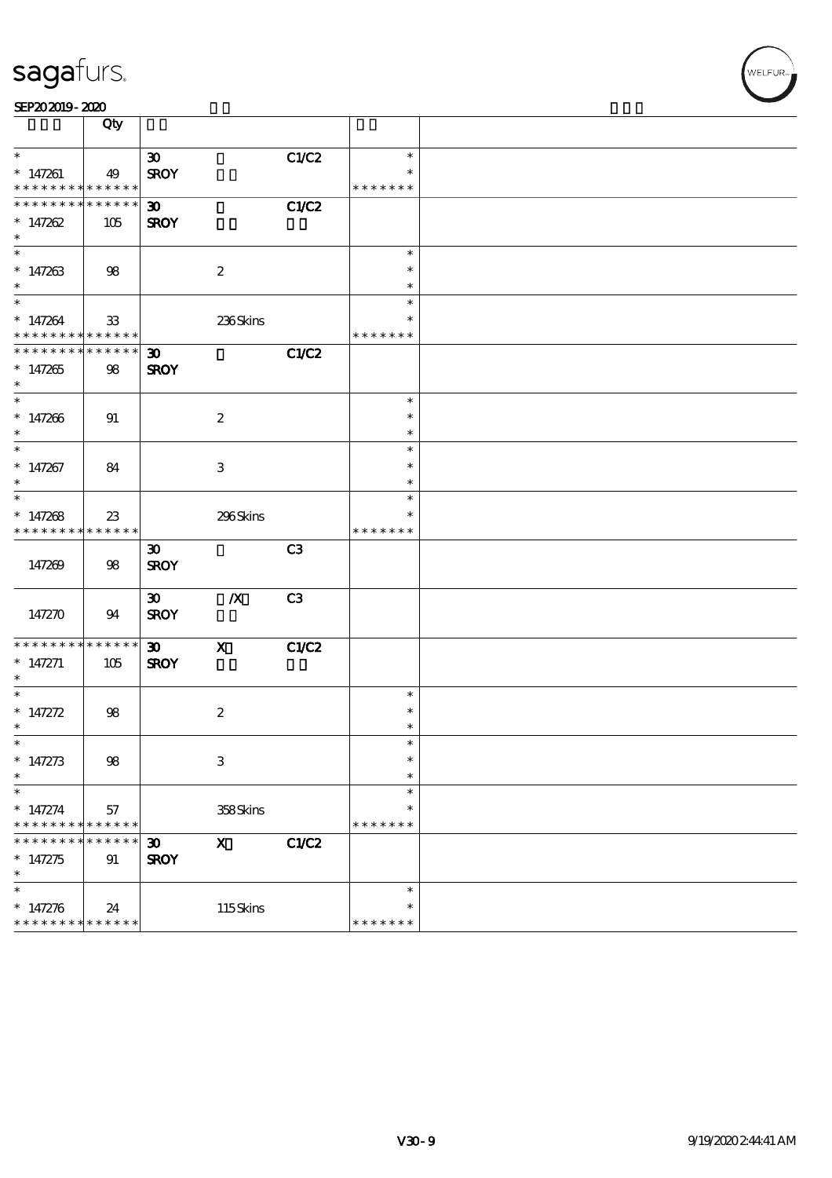| | Qty | | | | | |
|---|---|---|---|---|---|---|
| * | | 30 | | C1/C2 | * | |
| * 147261 | 49 | SROY | | | * | |
| * * * * * * * * * * * * * * | | | | | * * * * * * * | |
| * * * * * * * * * * * * * * | | 30 | | C1/C2 | | |
| * 147262 | 105 | SROY | | | | |
| * | | | | | | |
| * | | | | | * | |
| * 147263 | 98 | | 2 | | * | |
| * | | | | | * | |
| * | | | | | * | |
| * 147264 | 33 | | 236 Skins | | * | |
| * * * * * * * * * * * * * * | | | | | * * * * * * * | |
| * * * * * * * * * * * * * * | | 30 | | C1/C2 | | |
| * 147265 | 98 | SROY | | | | |
| * | | | | | | |
| * | | | | | * | |
| * 147266 | 91 | | 2 | | * | |
| * | | | | | * | |
| * | | | | | * | |
| * 147267 | 84 | | 3 | | * | |
| * | | | | | * | |
| * | | | | | * | |
| * 147268 | 23 | | 296 Skins | | * | |
| * * * * * * * * * * * * * * | | | | | * * * * * * * | |
| 147269 | 98 | 30 SROY | | C3 | | |
| 147270 | 94 | 30 SROY | /X | C3 | | |
| * * * * * * * * * * * * * * | | 30 | X | C1/C2 | | |
| * 147271 | 105 | SROY | | | | |
| * | | | | | | |
| * | | | | | * | |
| * 147272 | 98 | | 2 | | * | |
| * | | | | | * | |
| * | | | | | * | |
| * 147273 | 98 | | 3 | | * | |
| * | | | | | * | |
| * | | | | | * | |
| * 147274 | 57 | | 358 Skins | | * | |
| * * * * * * * * * * * * * * | | | | | * * * * * * * | |
| * * * * * * * * * * * * * * | | 30 | X | C1/C2 | | |
| * 147275 | 91 | SROY | | | | |
| * | | | | | | |
| * | | | | | * | |
| * 147276 | 24 | | 115 Skins | | * | |
| * * * * * * * * * * * * * * | | | | | * * * * * * * | |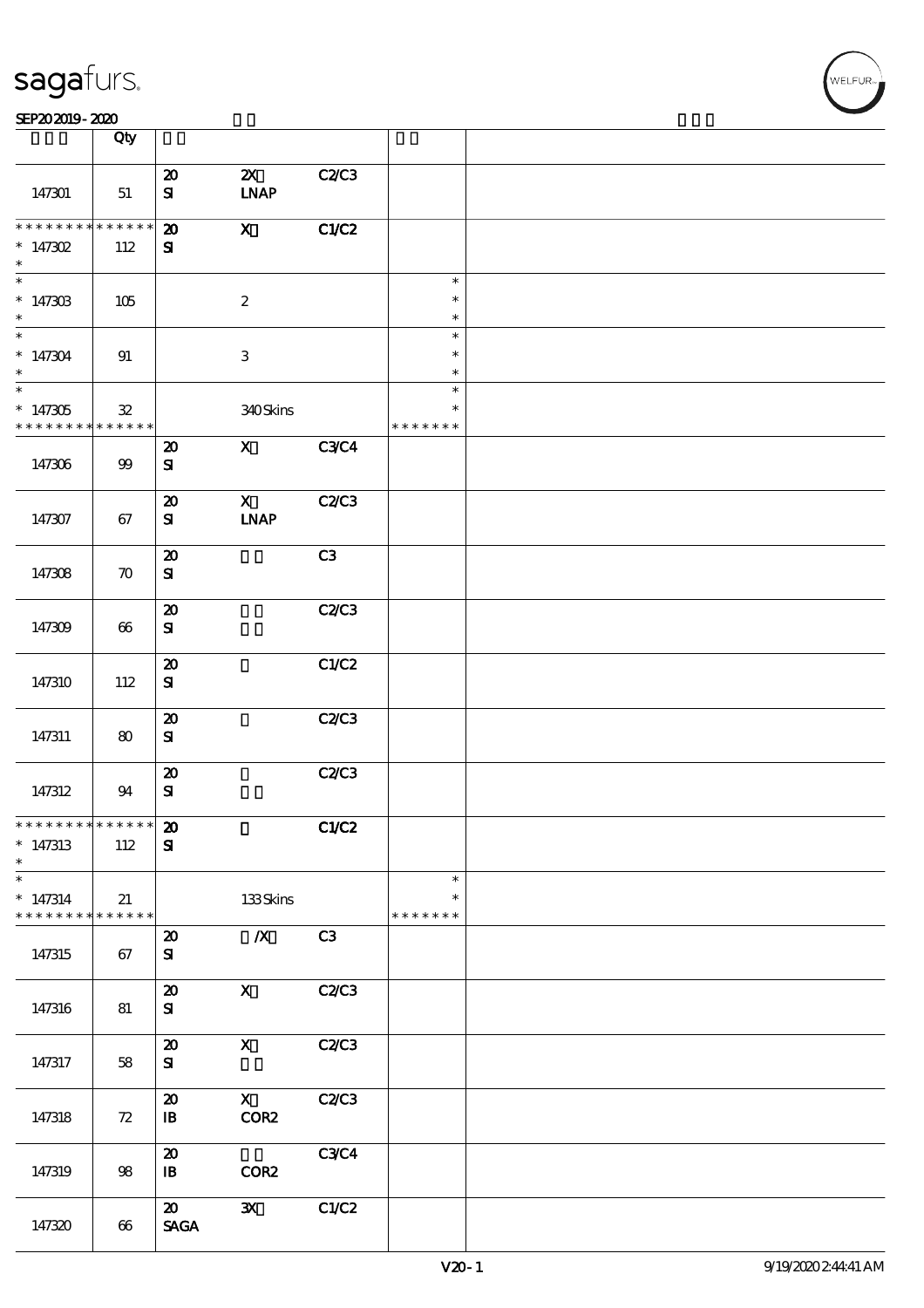sagafurs.

SEP20 2019 - 2020

| | Qty | | | | | |
|---|---|---|---|---|---|---|
| 147301 | 51 | 20 SI | 2X LNAP | C2/C3 | | |
| ************** * 147302 * | 112 | 20 SI | X | C1/C2 | | |
| * * 147303 * | 105 | | 2 | | * * * | |
| * * 147304 * | 91 | | 3 | | * * * | |
| * * 147305 ************** | 32 | | 340 Skins | | * * ******* | |
| 147306 | 99 | 20 SI | X | C3/C4 | | |
| 147307 | 67 | 20 SI | X LNAP | C2/C3 | | |
| 147308 | 70 | 20 SI | | C3 | | |
| 147309 | 66 | 20 SI | | C2/C3 | | |
| 147310 | 112 | 20 SI | | C1/C2 | | |
| 147311 | 80 | 20 SI | | C2/C3 | | |
| 147312 | 94 | 20 SI | | C2/C3 | | |
| ************** * 147313 * | 112 | 20 SI | | C1/C2 | | |
| * * 147314 ************** | 21 | | 133 Skins | | * * ******* | |
| 147315 | 67 | 20 SI | /X | C3 | | |
| 147316 | 81 | 20 SI | X | C2/C3 | | |
| 147317 | 58 | 20 SI | X | C2/C3 | | |
| 147318 | 72 | 20 IB | X COR2 | C2/C3 | | |
| 147319 | 98 | 20 IB | COR2 | C3/C4 | | |
| 147320 | 66 | 20 SAGA | 3X | C1/C2 | | |

V20 - 1 9/19/2020 2:44:41 AM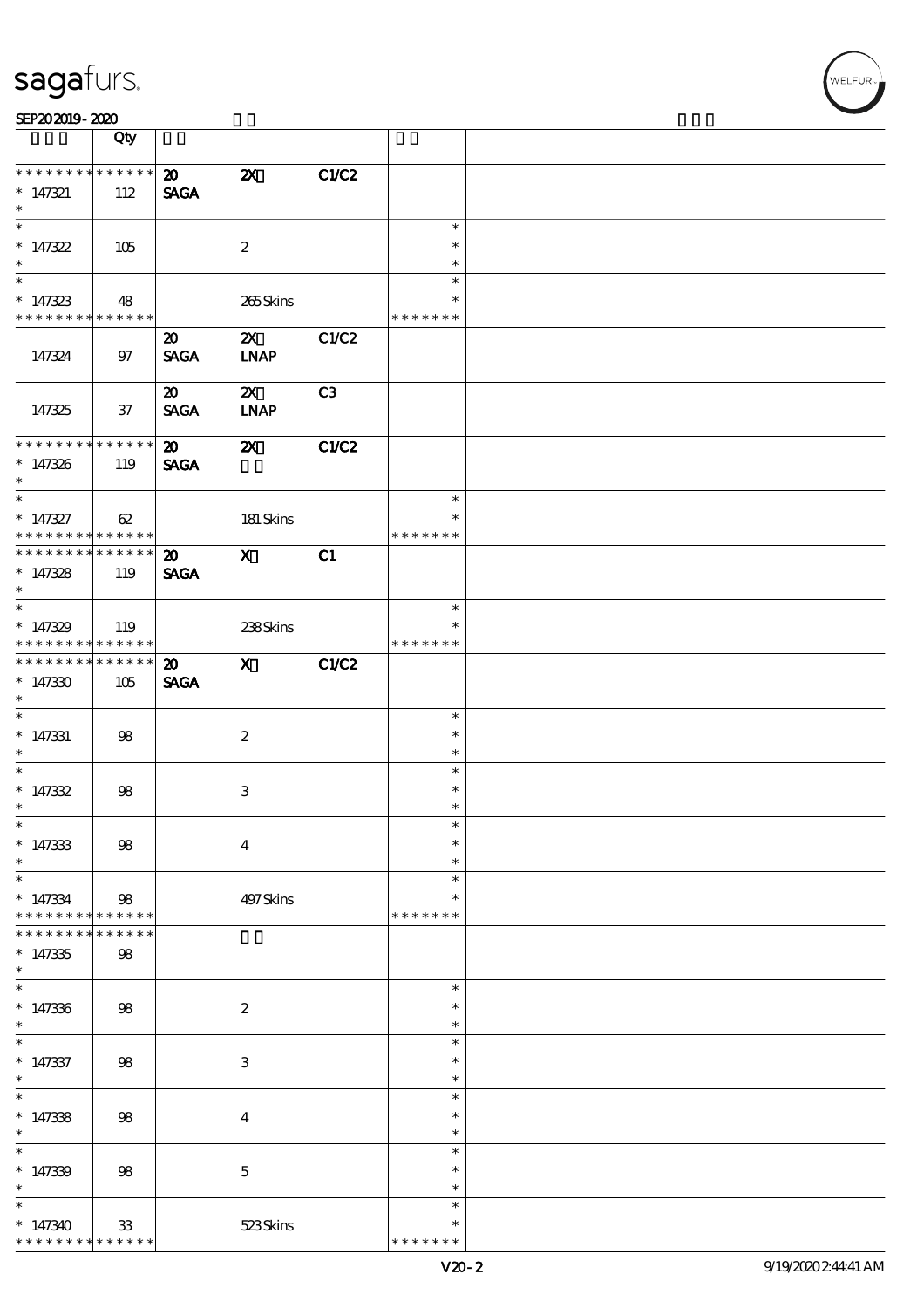| | Qty | | | | | |
|---|---|---|---|---|---|---|
| * * * * * * * * * * * * * * | | 20 | 2X | C1/C2 | | |
| * 147321 | 112 | SAGA | | | | |
| * | | | | | | |
| * | | | | | * | |
| * 147322 | 105 | | 2 | | * | |
| * | | | | | * | |
| * | | | | | * | |
| * 147323 | 48 | | 265 Skins | | * | |
| * * * * * * * * * * * * * * | | | | | * * * * * * * | |
| | | 20 | 2X | C1/C2 | | |
| 147324 | 97 | SAGA | LNAP | | | |
| | | 20 | 2X | C3 | | |
| 147325 | 37 | SAGA | LNAP | | | |
| * * * * * * * * * * * * * * | | 20 | 2X | C1/C2 | | |
| * 147326 | 119 | SAGA | | | | |
| * | | | | | | |
| * | | | | | * | |
| * 147327 | 62 | | 181 Skins | | * | |
| * * * * * * * * * * * * * * | | | | | * * * * * * * | |
| * * * * * * * * * * * * * * | | 20 | X | C1 | | |
| * 147328 | 119 | SAGA | | | | |
| * | | | | | | |
| * | | | | | * | |
| * 147329 | 119 | | 238 Skins | | * | |
| * * * * * * * * * * * * * * | | | | | * * * * * * * | |
| * * * * * * * * * * * * * * | | 20 | X | C1/C2 | | |
| * 147330 | 105 | SAGA | | | | |
| * | | | | | | |
| * | | | | | * | |
| * 147331 | 98 | | 2 | | * | |
| * | | | | | * | |
| * | | | | | * | |
| * 147332 | 98 | | 3 | | * | |
| * | | | | | * | |
| * | | | | | * | |
| * 147333 | 98 | | 4 | | * | |
| * | | | | | * | |
| * | | | | | * | |
| * 147334 | 98 | | 497 Skins | | * | |
| * * * * * * * * * * * * * * | | | | | * * * * * * * | |
| * * * * * * * * * * * * * * | | | | | | |
| * 147335 | 98 | | | | | |
| * | | | | | | |
| * | | | | | * | |
| * 147336 | 98 | | 2 | | * | |
| * | | | | | * | |
| * | | | | | * | |
| * 147337 | 98 | | 3 | | * | |
| * | | | | | * | |
| * | | | | | * | |
| * 147338 | 98 | | 4 | | * | |
| * | | | | | * | |
| * | | | | | * | |
| * 147339 | 98 | | 5 | | * | |
| * | | | | | * | |
| * | | | | | * | |
| * 147340 | 33 | | 523 Skins | | * | |
| * * * * * * * * * * * * * * | | | | | * * * * * * * | |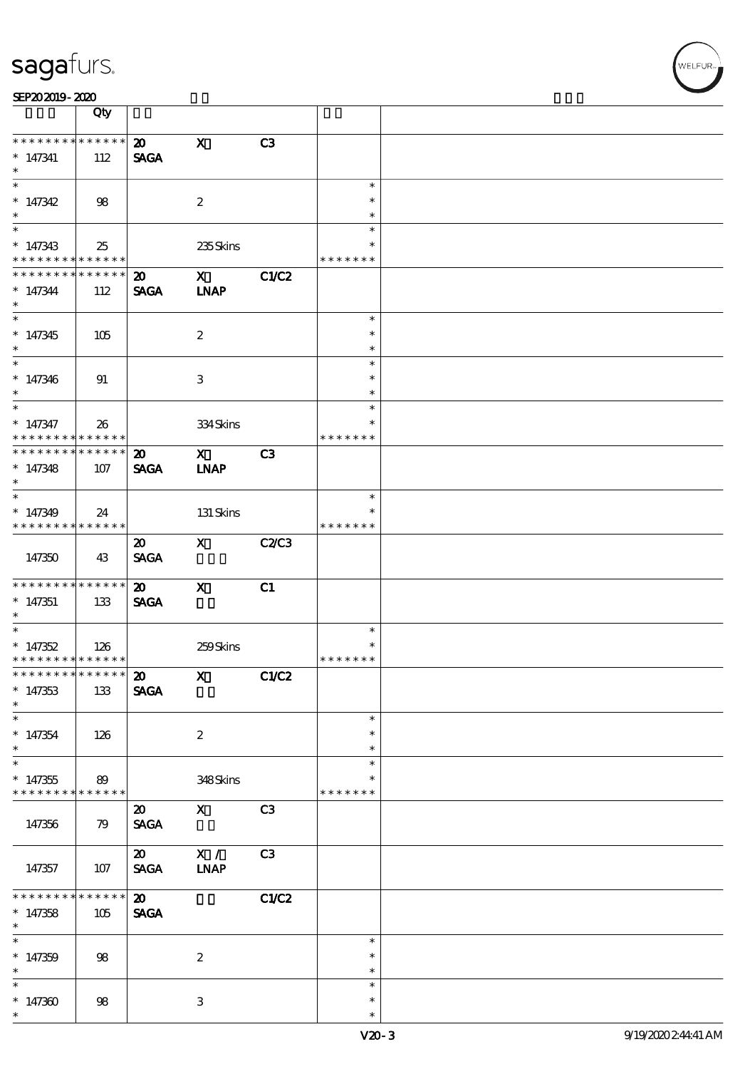| | Qty | | | | | |
|---|---|---|---|---|---|---|
| * * * * * * * * * * * * * *<br>* 147341<br>* | 112 | 20<br>SAGA | X | C3 | | |
| *<br>* 147342<br>* | 98 | | 2 | | *<br>*<br>* | |
| *<br>* 147343<br>* * * * * * * * * * * * * * | 25 | | 235 Skins | | *<br>*<br>* * * * * * * | |
| * * * * * * * * * * * * * *<br>* 147344<br>* | 112 | 20<br>SAGA | X<br>LNAP | C1/C2 | | |
| *<br>* 147345<br>* | 105 | | 2 | | *<br>*<br>* | |
| *<br>* 147346<br>* | 91 | | 3 | | *<br>*<br>* | |
| *<br>* 147347<br>* * * * * * * * * * * * * * | 26 | | 334 Skins | | *<br>*<br>* * * * * * * | |
| * * * * * * * * * * * * * *<br>* 147348<br>* | 107 | 20<br>SAGA | X<br>LNAP | C3 | | |
| *<br>* 147349<br>* * * * * * * * * * * * * * | 24 | | 131 Skins | | *<br>*<br>* * * * * * * | |
| 147350 | 43 | 20<br>SAGA | X | C2/C3 | | |
| * * * * * * * * * * * * * *<br>* 147351<br>* | 133 | 20<br>SAGA | X | C1 | | |
| *<br>* 147352<br>* * * * * * * * * * * * * * | 126 | | 259 Skins | | *<br>*<br>* * * * * * * | |
| * * * * * * * * * * * * * *<br>* 147353<br>* | 133 | 20<br>SAGA | X | C1/C2 | | |
| *<br>* 147354<br>* | 126 | | 2 | | *<br>*<br>* | |
| *<br>* 147355<br>* * * * * * * * * * * * * * | 89 | | 348 Skins | | *<br>*<br>* * * * * * * | |
| 147356 | 79 | 20<br>SAGA | X | C3 | | |
| 147357 | 107 | 20<br>SAGA | X /<br>LNAP | C3 | | |
| * * * * * * * * * * * * * *<br>* 147358<br>* | 105 | 20<br>SAGA | | C1/C2 | | |
| *<br>* 147359<br>* | 98 | | 2 | | *<br>*<br>* | |
| *<br>* 147360<br>* | 98 | | 3 | | *<br>*<br>* | |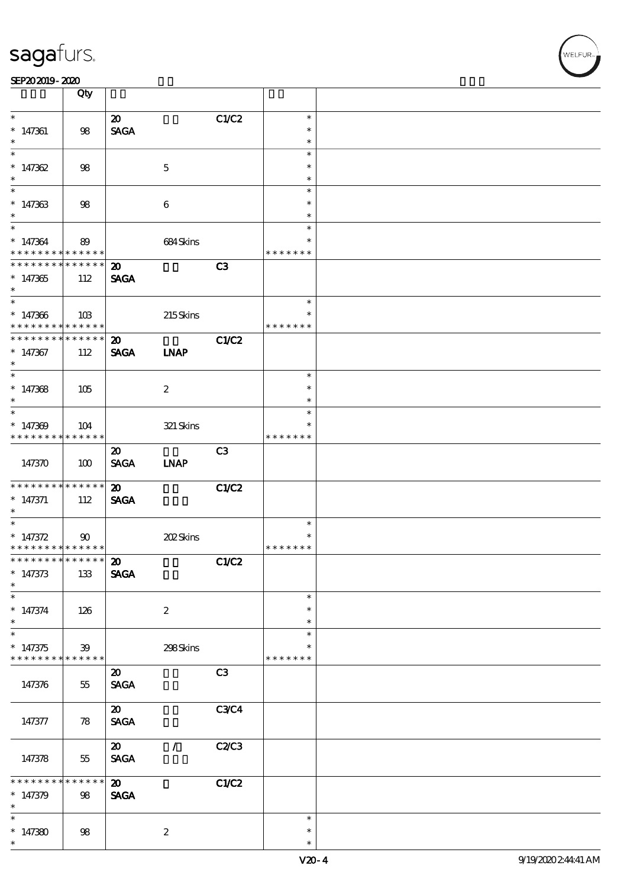| | Qty | | | | | |
|---|---|---|---|---|---|---|
| * <br> * 147361 <br> * | 98 | 20 <br> SAGA | | C1/C2 | * <br> * <br> * | |
| * <br> * 147362 <br> * | 98 | | 5 | | * <br> * <br> * | |
| * <br> * 147363 <br> * | 98 | | 6 | | * <br> * <br> * | |
| * <br> * 147364 <br> * * * * * * * * * * * * * * | 89 | | 684 Skins | | * <br> * <br> * * * * * * * | |
| * * * * * * * * * * * * * * <br> * 147365 <br> * | 112 | 20 <br> SAGA | | C3 | | |
| * <br> * 147366 <br> * * * * * * * * * * * * * * | 103 | | 215 Skins | | * <br> * <br> * * * * * * * | |
| * * * * * * * * * * * * * * <br> * 147367 <br> * | 112 | 20 <br> SAGA | <br> LNAP | C1/C2 | | |
| * <br> * 147368 <br> * | 105 | | 2 | | * <br> * <br> * | |
| * <br> * 147369 <br> * * * * * * * * * * * * * * | 104 | | 321 Skins | | * <br> * <br> * * * * * * * | |
| 147370 | 100 | 20 <br> SAGA | <br> LNAP | C3 | | |
| * * * * * * * * * * * * * * <br> * 147371 <br> * | 112 | 20 <br> SAGA | | C1/C2 | | |
| * <br> * 147372 <br> * * * * * * * * * * * * * * | 90 | | 202 Skins | | * <br> * <br> * * * * * * * | |
| * * * * * * * * * * * * * * <br> * 147373 <br> * | 133 | 20 <br> SAGA | | C1/C2 | | |
| * <br> * 147374 <br> * | 126 | | 2 | | * <br> * <br> * | |
| * <br> * 147375 <br> * * * * * * * * * * * * * * | 39 | | 298 Skins | | * <br> * <br> * * * * * * * | |
| 147376 | 55 | 20 <br> SAGA | | C3 | | |
| 147377 | 78 | 20 <br> SAGA | | C3/C4 | | |
| 147378 | 55 | 20 <br> SAGA | / | C2/C3 | | |
| * * * * * * * * * * * * * * <br> * 147379 <br> * | 98 | 20 <br> SAGA | | C1/C2 | | |
| * <br> * 147380 <br> * | 98 | | 2 | | * <br> * <br> * | |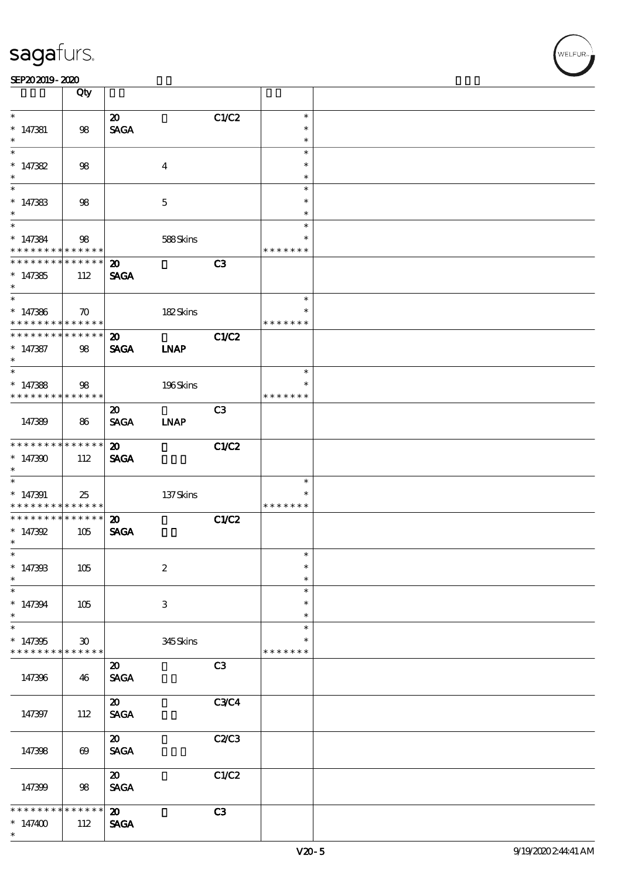| | Qty | | | | | |
|---|---|---|---|---|---|---|
| * <br> * 147381 <br> * | 98 | 20 <br> SAGA | | C1/C2 | * <br> * <br> * | |
| * <br> * 147382 <br> * | 98 | | 4 | | * <br> * <br> * | |
| * <br> * 147383 <br> * | 98 | | 5 | | * <br> * <br> * | |
| * <br> * 147384 <br> * * * * * * * * * * * * * * | 98 | | 588 Skins | | * <br> * <br> * * * * * * * | |
| * * * * * * * * * * * * * * <br> * 147385 <br> * | 112 | 20 <br> SAGA | | C3 | | |
| * <br> * 147386 <br> * * * * * * * * * * * * * * | 70 | | 182 Skins | | * <br> * <br> * * * * * * * | |
| * * * * * * * * * * * * * * <br> * 147387 <br> * | 98 | 20 <br> SAGA | <br> LNAP | C1/C2 | | |
| * <br> * 147388 <br> * * * * * * * * * * * * * * | 98 | | 196 Skins | | * <br> * <br> * * * * * * * | |
| 147389 | 86 | 20 <br> SAGA | <br> LNAP | C3 | | |
| * * * * * * * * * * * * * * <br> * 147390 <br> * | 112 | 20 <br> SAGA | | C1/C2 | | |
| * <br> * 147391 <br> * * * * * * * * * * * * * * | 25 | | 137 Skins | | * <br> * <br> * * * * * * * | |
| * * * * * * * * * * * * * * <br> * 147392 <br> * | 105 | 20 <br> SAGA | | C1/C2 | | |
| * <br> * 147393 <br> * | 105 | | 2 | | * <br> * <br> * | |
| * <br> * 147394 <br> * | 105 | | 3 | | * <br> * <br> * | |
| * <br> * 147395 <br> * * * * * * * * * * * * * * | 30 | | 345 Skins | | * <br> * <br> * * * * * * * | |
| 147396 | 46 | 20 <br> SAGA | | C3 | | |
| 147397 | 112 | 20 <br> SAGA | | C3/C4 | | |
| 147398 | 69 | 20 <br> SAGA | | C2/C3 | | |
| 147399 | 98 | 20 <br> SAGA | | C1/C2 | | |
| * * * * * * * * * * * * * * <br> * 147400 <br> * | 112 | 20 <br> SAGA | | C3 | | |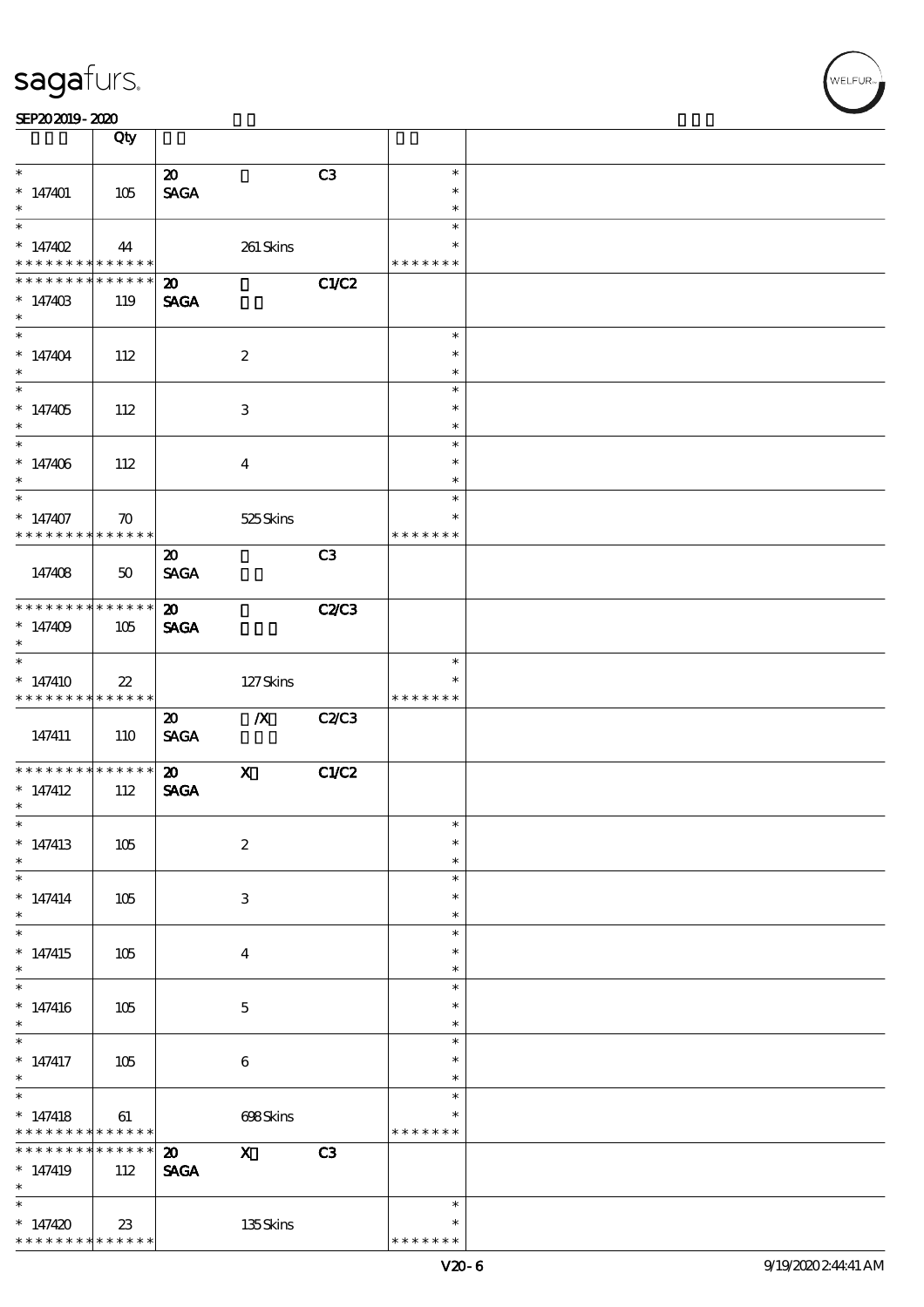# sagafurs.

SEP20 2019 - 2020

| | Qty | | | | | |
|---|---|---|---|---|---|---|
| * <br> * 147401 <br> * | 105 | 20 <br> SAGA | | C3 | * <br> * <br> * | |
| * <br> * 147402 <br> * * * * * * * * * * * * * | 44 | | 261 Skins | | * <br> * <br> * * * * * * * | |
| * * * * * * * * * * * * * <br> * 147403 <br> * | 119 | 20 <br> SAGA | | C1/C2 | | |
| * <br> * 147404 <br> * | 112 | | 2 | | * <br> * <br> * | |
| * <br> * 147405 <br> * | 112 | | 3 | | * <br> * <br> * | |
| * <br> * 147406 <br> * | 112 | | 4 | | * <br> * <br> * | |
| * <br> * 147407 <br> * * * * * * * * * * * * * | 70 | | 525 Skins | | * <br> * <br> * * * * * * * | |
| 147408 | 50 | 20 <br> SAGA | | C3 | | |
| * * * * * * * * * * * * * <br> * 147409 <br> * | 105 | 20 <br> SAGA | | C2/C3 | | |
| * <br> * 147410 <br> * * * * * * * * * * * * * | 22 | | 127 Skins | | * <br> * <br> * * * * * * * | |
| 147411 | 110 | 20 <br> SAGA | /X | C2/C3 | | |
| * * * * * * * * * * * * * <br> * 147412 <br> * | 112 | 20 <br> SAGA | X | C1/C2 | | |
| * <br> * 147413 <br> * | 105 | | 2 | | * <br> * <br> * | |
| * <br> * 147414 <br> * | 105 | | 3 | | * <br> * <br> * | |
| * <br> * 147415 <br> * | 105 | | 4 | | * <br> * <br> * | |
| * <br> * 147416 <br> * | 105 | | 5 | | * <br> * <br> * | |
| * <br> * 147417 <br> * | 105 | | 6 | | * <br> * <br> * | |
| * <br> * 147418 <br> * * * * * * * * * * * * * | 61 | | 698 Skins | | * <br> * <br> * * * * * * * | |
| * * * * * * * * * * * * * <br> * 147419 <br> * | 112 | 20 <br> SAGA | X | C3 | | |
| * <br> * 147420 <br> * * * * * * * * * * * * * | 23 | | 135 Skins | | * <br> * <br> * * * * * * * | |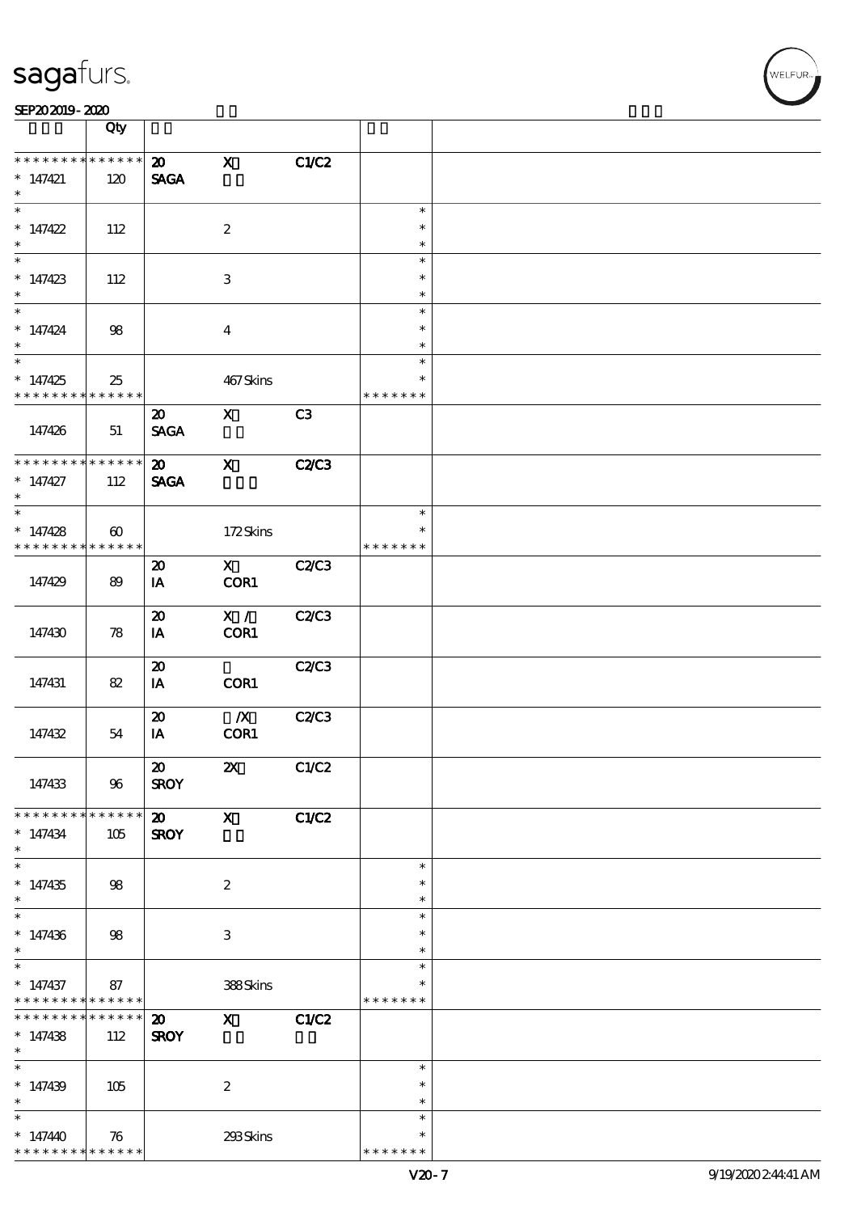| | Qty | | | | | |
|---|---|---|---|---|---|---|
| * * * * * * * * * * * * * * | | 20 | X | C1/C2 | | |
| * 147421 | 120 | SAGA | | | | |
| * | | | | | | |
| * 147422 | 112 | | 2 | | * | |
| * | | | | | | |
| * 147423 | 112 | | 3 | | * | |
| * | | | | | | |
| * 147424 | 98 | | 4 | | * | |
| * | | | | | | |
| * 147425 | 25 | | 467 Skins | | * | |
| * * * * * * * * * * * * * * | | | | | * * * * * * * | |
| 147426 | 51 | 20 SAGA | X | C3 | | |
| * * * * * * * * * * * * * * | | 20 | X | C2/C3 | | |
| * 147427 | 112 | SAGA | | | | |
| * | | | | | | |
| * 147428 | 60 | | 172 Skins | | * | |
| * * * * * * * * * * * * * * | | | | | * * * * * * * | |
| 147429 | 89 | 20 IA | X COR1 | C2/C3 | | |
| 147430 | 78 | 20 IA | X / COR1 | C2/C3 | | |
| 147431 | 82 | 20 IA | COR1 | C2/C3 | | |
| 147432 | 54 | 20 IA | /X COR1 | C2/C3 | | |
| 147433 | 96 | 20 SROY | 2X | C1/C2 | | |
| * * * * * * * * * * * * * * | | 20 | X | C1/C2 | | |
| * 147434 | 105 | SROY | | | | |
| * | | | | | | |
| * 147435 | 98 | | 2 | | * | |
| * | | | | | | |
| * 147436 | 98 | | 3 | | * | |
| * | | | | | | |
| * 147437 | 87 | | 388 Skins | | * | |
| * * * * * * * * * * * * * * | | | | | * * * * * * * | |
| * * * * * * * * * * * * * * | | 20 | X | C1/C2 | | |
| * 147438 | 112 | SROY | | | | |
| * | | | | | | |
| * 147439 | 105 | | 2 | | * | |
| * | | | | | | |
| * 147440 | 76 | | 293 Skins | | * | |
| * * * * * * * * * * * * * * | | | | | * * * * * * * | |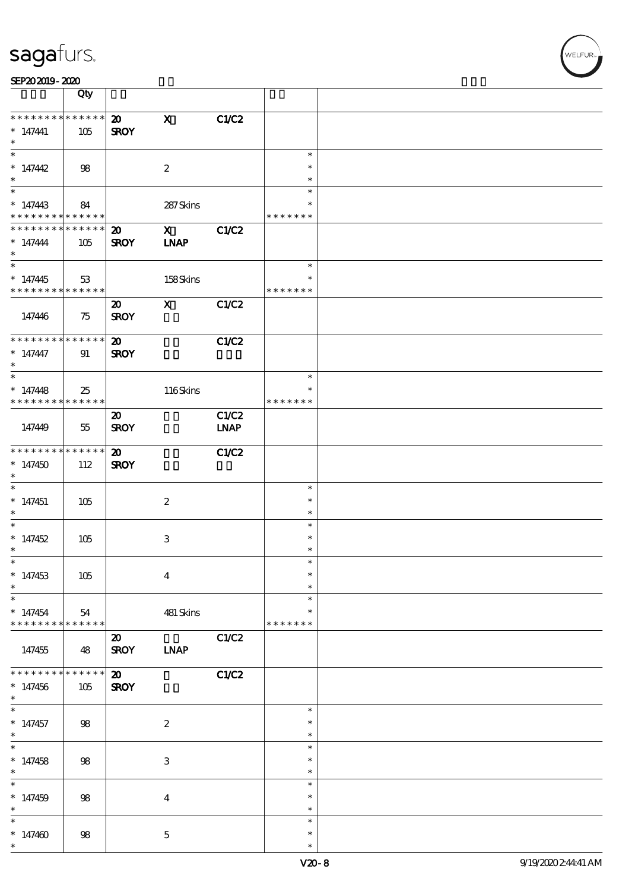| | Qty | | | | | |
|---|---|---|---|---|---|---|
| * * * * * * * * * * * * * *<br>* 147441<br>* | 105 | 20<br>SROY | X | C1/C2 | | |
| *<br>* 147442<br>* | 98 | | 2 | | *<br>*<br>* | |
| *<br>* 147443<br>* * * * * * * * * * * * * * | 84 | | 287 Skins | | *<br>*<br>* * * * * * * | |
| * * * * * * * * * * * * * *<br>* 147444<br>* | 105 | 20<br>SROY | X<br>LNAP | C1/C2 | | |
| *<br>* 147445<br>* * * * * * * * * * * * * * | 53 | | 158 Skins | | *<br>*<br>* * * * * * * | |
| 147446 | 75 | 20<br>SROY | X | C1/C2 | | |
| * * * * * * * * * * * * * *<br>* 147447<br>* | 91 | 20<br>SROY | | C1/C2 | | |
| *<br>* 147448<br>* * * * * * * * * * * * * * | 25 | | 116 Skins | | *<br>*<br>* * * * * * * | |
| 147449 | 55 | 20<br>SROY | | C1/C2<br>LNAP | | |
| * * * * * * * * * * * * * *<br>* 147450<br>* | 112 | 20<br>SROY | | C1/C2 | | |
| *<br>* 147451<br>* | 105 | | 2 | | *<br>*<br>* | |
| *<br>* 147452<br>* | 105 | | 3 | | *<br>*<br>* | |
| *<br>* 147453<br>* | 105 | | 4 | | *<br>*<br>* | |
| *<br>* 147454<br>* * * * * * * * * * * * * * | 54 | | 481 Skins | | *<br>*<br>* * * * * * * | |
| 147455 | 48 | 20<br>SROY | LNAP | C1/C2 | | |
| * * * * * * * * * * * * * *<br>* 147456<br>* | 105 | 20<br>SROY | | C1/C2 | | |
| *<br>* 147457<br>* | 98 | | 2 | | *<br>*<br>* | |
| *<br>* 147458<br>* | 98 | | 3 | | *<br>*<br>* | |
| *<br>* 147459<br>* | 98 | | 4 | | *<br>*<br>* | |
| *<br>* 147460<br>* | 98 | | 5 | | *<br>*<br>* | |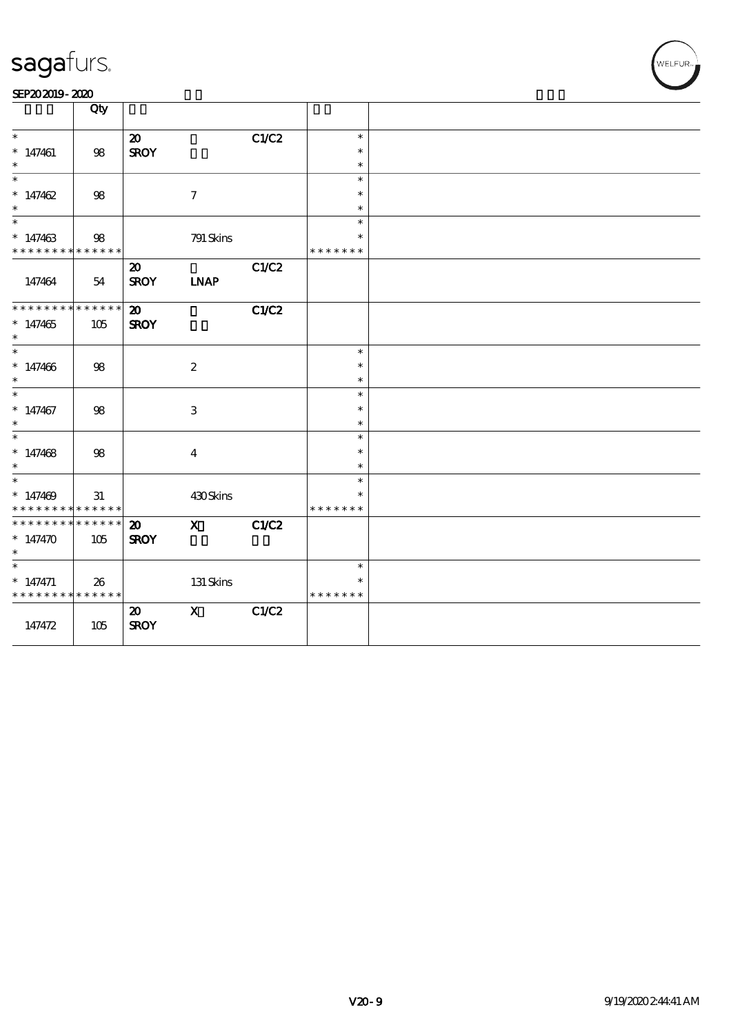| | Qty | | | | | |
|---|---|---|---|---|---|---|
| * <br> * 147461 <br> * | 98 | 20 <br> SROY | | C1/C2 | * <br> * <br> * | |
| * <br> * 147462 <br> * | 98 | | 7 | | * <br> * <br> * | |
| * <br> * 147463 <br> * * * * * * * * * * * * * * | 98 | | 791 Skins | | * <br> * <br> * * * * * * * | |
| 147464 | 54 | 20 <br> SROY | <br> LNAP | C1/C2 | | |
| * * * * * * * * * * * * * * <br> * 147465 <br> * | 105 | 20 <br> SROY | | C1/C2 | | |
| * <br> * 147466 <br> * | 98 | | 2 | | * <br> * <br> * | |
| * <br> * 147467 <br> * | 98 | | 3 | | * <br> * <br> * | |
| * <br> * 147468 <br> * | 98 | | 4 | | * <br> * <br> * | |
| * <br> * 147469 <br> * * * * * * * * * * * * * * | 31 | | 430 Skins | | * <br> * <br> * * * * * * * | |
| * * * * * * * * * * * * * * <br> * 147470 <br> * | 105 | 20 <br> SROY | X | C1/C2 | | |
| * <br> * 147471 <br> * * * * * * * * * * * * * * | 26 | | 131 Skins | | * <br> * <br> * * * * * * * | |
| 147472 | 105 | 20 <br> SROY | X | C1/C2 | | |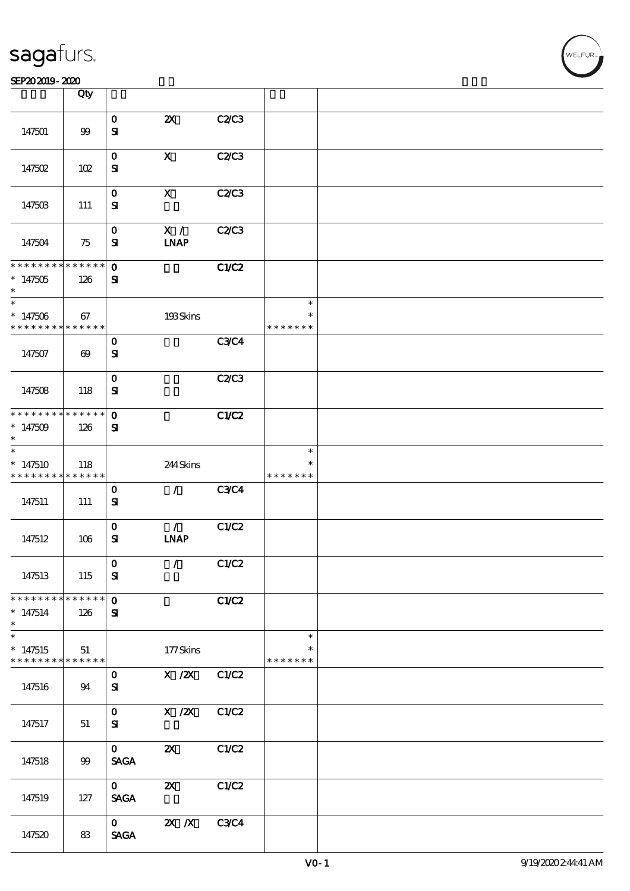| | Qty | | | | | |
|---|---|---|---|---|---|---|
| 147501 | 99 | 0<br>SI | 2X | C2/C3 | | |
| 147502 | 102 | 0<br>SI | X | C2/C3 | | |
| 147503 | 111 | 0<br>SI | X | C2/C3 | | |
| 147504 | 75 | 0<br>SI | X /<br>LNAP | C2/C3 | | |
| * * * * * * * * * * * * * *<br>* 147505<br>* | * * * * * *<br>126 | 0<br>SI | | C1/C2 | | |
| *<br>* 147506<br>* * * * * * * * * * * * * * | 67 | | 193 Skins | | *<br>*<br>* * * * * * * | |
| 147507 | 69 | 0<br>SI | | C3/C4 | | |
| 147508 | 118 | 0<br>SI | | C2/C3 | | |
| * * * * * * * * * * * * * *<br>* 147509<br>* | * * * * * *<br>126 | 0<br>SI | | C1/C2 | | |
| *<br>* 147510<br>* * * * * * * * * * * * * * | 118 | | 244 Skins | | *<br>*<br>* * * * * * * | |
| 147511 | 111 | 0<br>SI | / | C3/C4 | | |
| 147512 | 106 | 0<br>SI | /<br>LNAP | C1/C2 | | |
| 147513 | 115 | 0<br>SI | / | C1/C2 | | |
| * * * * * * * * * * * * * *<br>* 147514<br>* | * * * * * *<br>126 | 0<br>SI | | C1/C2 | | |
| *<br>* 147515<br>* * * * * * * * * * * * * * | 51 | | 177 Skins | | *<br>*<br>* * * * * * * | |
| 147516 | 94 | 0<br>SI | X /2X | C1/C2 | | |
| 147517 | 51 | 0<br>SI | X /2X | C1/C2 | | |
| 147518 | 99 | 0<br>SAGA | 2X | C1/C2 | | |
| 147519 | 127 | 0<br>SAGA | 2X | C1/C2 | | |
| 147520 | 83 | 0<br>SAGA | 2X /X | C3/C4 | | |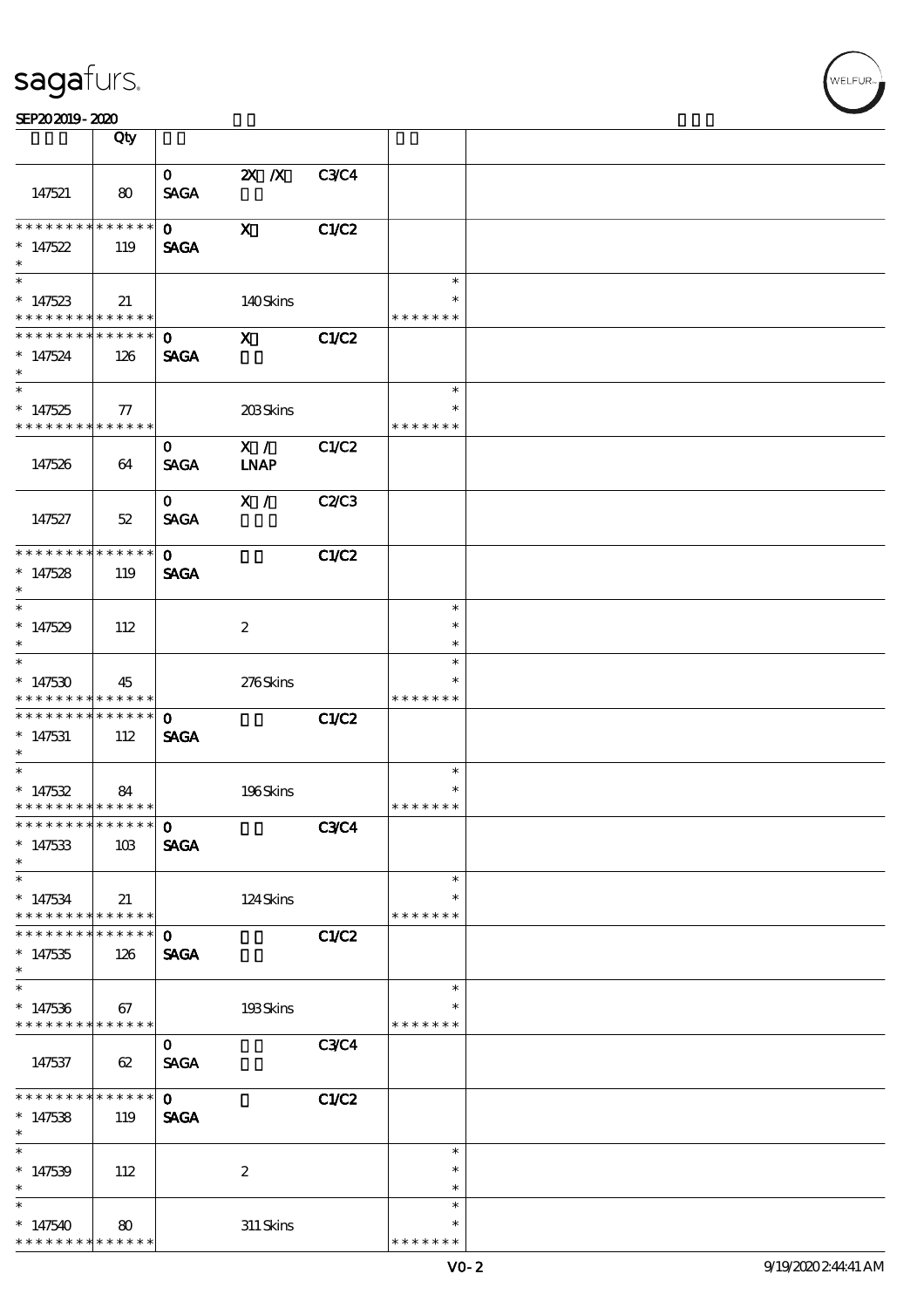sagafurs.

SEP20 2019 - 2020

| | Qty | | | | | |
|---|---|---|---|---|---|---|
| 147521 | 80 | 0 SAGA | 2X /X | C3/C4 | | |
| * * * * * * * * * * * * * * 147522 * | 119 | 0 SAGA | X | C1/C2 | | |
| * * 147523 * * * * * * * * * * * * * | 21 | | 140 Skins | | * * * * * * * * * | |
| * * * * * * * * * * * * * * 147524 * | 126 | 0 SAGA | X | C1/C2 | | |
| * * 147525 * * * * * * * * * * * * * | 77 | | 203 Skins | | * * * * * * * * * | |
| 147526 | 64 | 0 SAGA | X / LNAP | C1/C2 | | |
| 147527 | 52 | 0 SAGA | X / | C2/C3 | | |
| * * * * * * * * * * * * * * 147528 * | 119 | 0 SAGA | | C1/C2 | | |
| * * 147529 * | 112 | | 2 | | * * * | |
| * * 147530 * * * * * * * * * * * * * | 45 | | 276 Skins | | * * * * * * * * * | |
| * * * * * * * * * * * * * * 147531 * | 112 | 0 SAGA | | C1/C2 | | |
| * * 147532 * * * * * * * * * * * * * | 84 | | 196 Skins | | * * * * * * * * * | |
| * * * * * * * * * * * * * * 147533 * | 103 | 0 SAGA | | C3/C4 | | |
| * * 147534 * * * * * * * * * * * * * | 21 | | 124 Skins | | * * * * * * * * * | |
| * * * * * * * * * * * * * * 147535 * | 126 | 0 SAGA | | C1/C2 | | |
| * * 147536 * * * * * * * * * * * * * | 67 | | 193 Skins | | * * * * * * * * * | |
| 147537 | 62 | 0 SAGA | | C3/C4 | | |
| * * * * * * * * * * * * * * 147538 * | 119 | 0 SAGA | | C1/C2 | | |
| * * 147539 * | 112 | | 2 | | * * * | |
| * * 147540 * * * * * * * * * * * * * | 80 | | 311 Skins | | * * * * * * * * * | |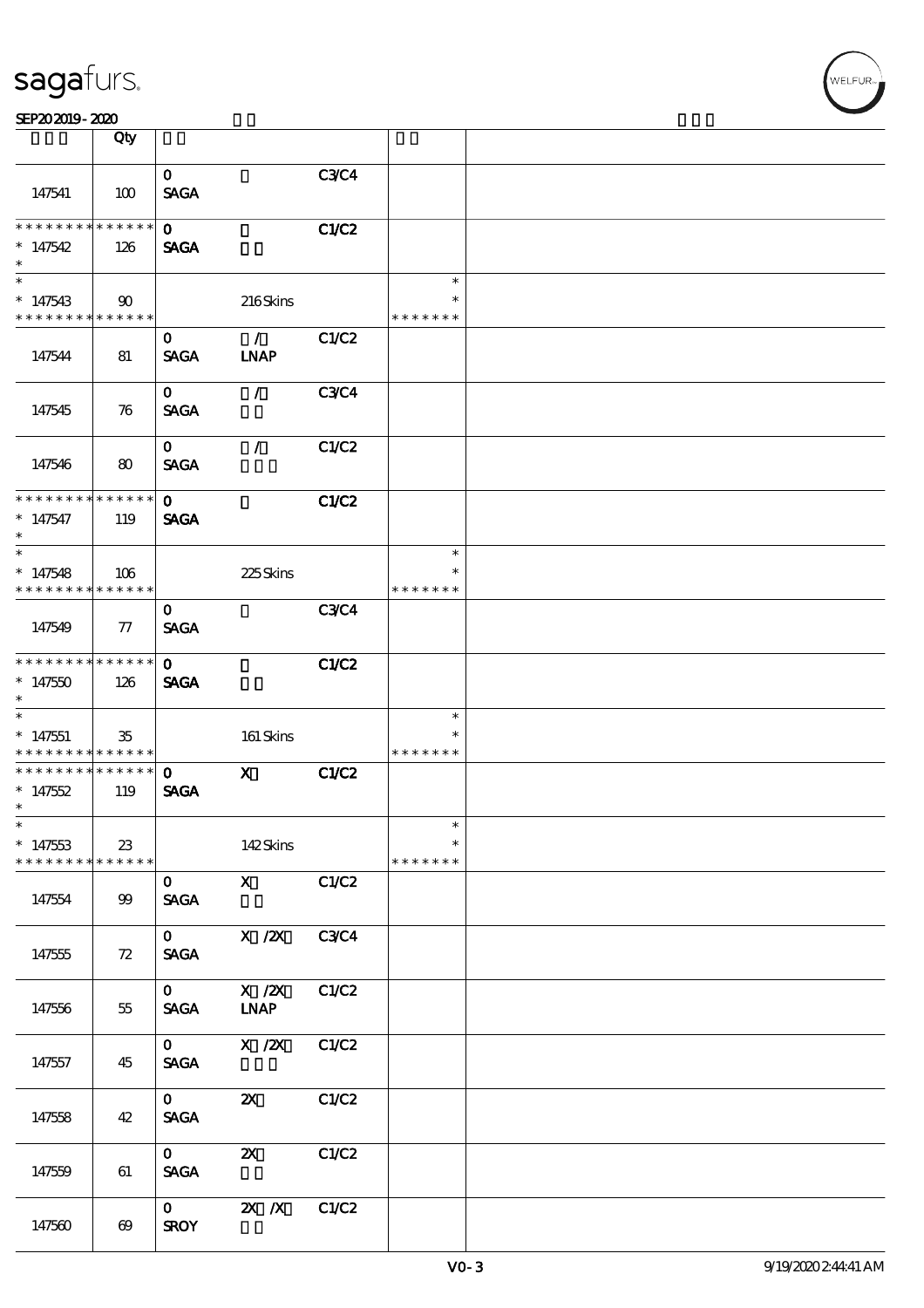| | Qty | | | | | |
|---|---|---|---|---|---|---|
| 147541 | 100 | 0 SAGA | | C3/C4 | | |
| * * * * * * * * * * * * * * * 147542 * | 126 | 0 SAGA | | C1/C2 | | |
| * * 147543 * * * * * * * * * * * * * | 90 | | 216 Skins | | * * * * * * * * * | |
| 147544 | 81 | 0 SAGA | / LNAP | C1/C2 | | |
| 147545 | 76 | 0 SAGA | / | C3/C4 | | |
| 147546 | 80 | 0 SAGA | / | C1/C2 | | |
| * * * * * * * * * * * * * * * 147547 * | 119 | 0 SAGA | | C1/C2 | | |
| * * 147548 * * * * * * * * * * * * * | 106 | | 225 Skins | | * * * * * * * * * | |
| 147549 | 77 | 0 SAGA | | C3/C4 | | |
| * * * * * * * * * * * * * * * 147550 * | 126 | 0 SAGA | | C1/C2 | | |
| * * 147551 * * * * * * * * * * * * * | 35 | | 161 Skins | | * * * * * * * * * | |
| * * * * * * * * * * * * * * * 147552 * | 119 | 0 SAGA | X | C1/C2 | | |
| * * 147553 * * * * * * * * * * * * * | 23 | | 142 Skins | | * * * * * * * * * | |
| 147554 | 99 | 0 SAGA | X | C1/C2 | | |
| 147555 | 72 | 0 SAGA | X /2X | C3/C4 | | |
| 147556 | 55 | 0 SAGA | X /2X LNAP | C1/C2 | | |
| 147557 | 45 | 0 SAGA | X /2X | C1/C2 | | |
| 147558 | 42 | 0 SAGA | 2X | C1/C2 | | |
| 147559 | 61 | 0 SAGA | 2X | C1/C2 | | |
| 147560 | 69 | 0 SROY | 2X /X | C1/C2 | | |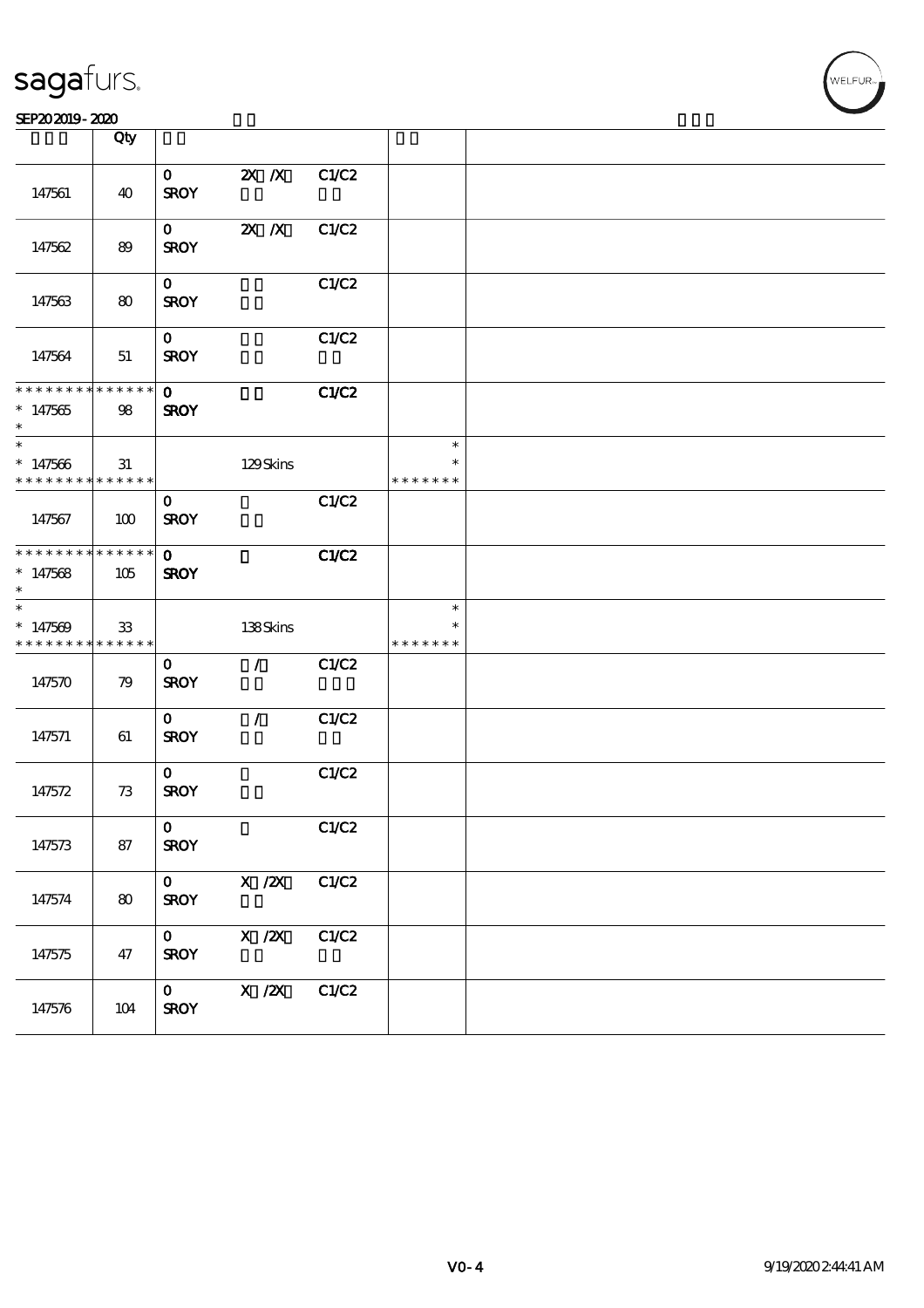sagafurs.

SEP20 2019 - 2020

| | Qty | | | | | |
|---|---|---|---|---|---|---|
| 147561 | 40 | 0 SROY | 2X /X | C1/C2 | | |
| 147562 | 89 | 0 SROY | 2X /X | C1/C2 | | |
| 147563 | 80 | 0 SROY | | C1/C2 | | |
| 147564 | 51 | 0 SROY | | C1/C2 | | |
| * * * * * * * * * * * * * * 147565 * | 98 | 0 SROY | | C1/C2 | | |
| * * 147566 * * * * * * * * * * * * * * | 31 | | 129 Skins | | * * * * * * * * * | |
| 147567 | 100 | 0 SROY | | C1/C2 | | |
| * * * * * * * * * * * * * * 147568 * | 105 | 0 SROY | | C1/C2 | | |
| * * 147569 * * * * * * * * * * * * * * | 33 | | 138 Skins | | * * * * * * * * * | |
| 147570 | 79 | 0 SROY | / | C1/C2 | | |
| 147571 | 61 | 0 SROY | / | C1/C2 | | |
| 147572 | 73 | 0 SROY | | C1/C2 | | |
| 147573 | 87 | 0 SROY | | C1/C2 | | |
| 147574 | 80 | 0 SROY | X /2X | C1/C2 | | |
| 147575 | 47 | 0 SROY | X /2X | C1/C2 | | |
| 147576 | 104 | 0 SROY | X /2X | C1/C2 | | |

V0-4 9/19/2020 2:44:41 AM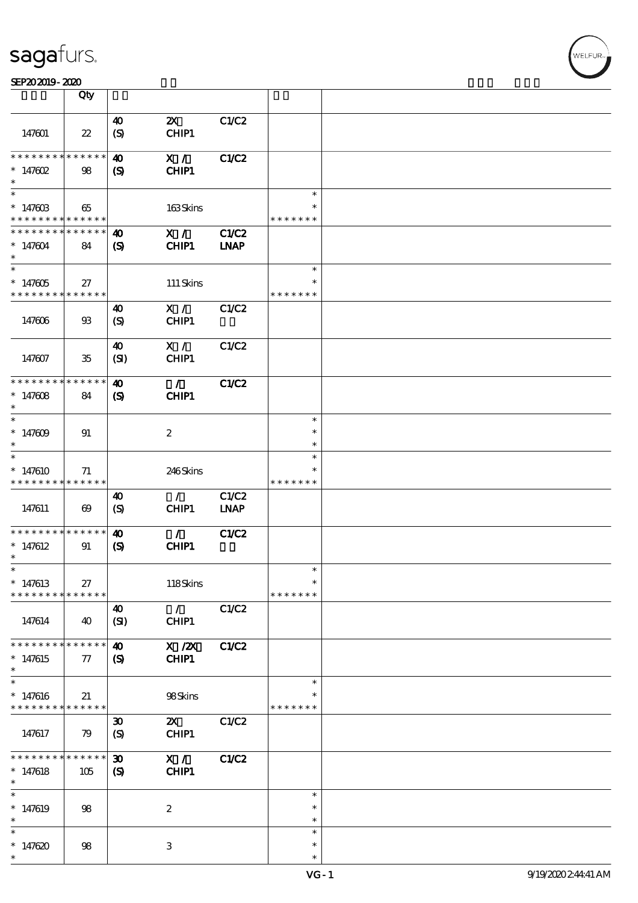| | Qty | | | | | |
|---|---|---|---|---|---|---|
| 147601 | 22 | 40 (S) | 2X CHIP1 | C1/C2 | | |
| * * * * * * * * * * * * * * 147602 * | 98 | 40 (S) | X / CHIP1 | C1/C2 | | |
| * * 147603 * * * * * * * * * * * * * * | 65 | | 163 Skins | | * * * * * * * * * | |
| * * * * * * * * * * * * * * 147604 * | 84 | 40 (S) | X / CHIP1 | C1/C2 LNAP | | |
| * * 147605 * * * * * * * * * * * * * * | 27 | | 111 Skins | | * * * * * * * * * | |
| 147606 | 93 | 40 (S) | X / CHIP1 | C1/C2 | | |
| 147607 | 35 | 40 (SI) | X / CHIP1 | C1/C2 | | |
| * * * * * * * * * * * * * * 147608 * | 84 | 40 (S) | / CHIP1 | C1/C2 | | |
| * * 147609 * | 91 | | 2 | | * * * | |
| * * 147610 * * * * * * * * * * * * * * | 71 | | 246 Skins | | * * * * * * * * * | |
| 147611 | 69 | 40 (S) | / CHIP1 | C1/C2 LNAP | | |
| * * * * * * * * * * * * * * 147612 * | 91 | 40 (S) | / CHIP1 | C1/C2 | | |
| * * 147613 * * * * * * * * * * * * * * | 27 | | 118 Skins | | * * * * * * * * * | |
| 147614 | 40 | 40 (SI) | / CHIP1 | C1/C2 | | |
| * * * * * * * * * * * * * * 147615 * | 77 | 40 (S) | X /2X CHIP1 | C1/C2 | | |
| * * 147616 * * * * * * * * * * * * * * | 21 | | 98 Skins | | * * * * * * * * * | |
| 147617 | 79 | 30 (S) | 2X CHIP1 | C1/C2 | | |
| * * * * * * * * * * * * * * 147618 * | 105 | 30 (S) | X / CHIP1 | C1/C2 | | |
| * * 147619 * | 98 | | 2 | | * * * | |
| * * 147620 * | 98 | | 3 | | * * * | |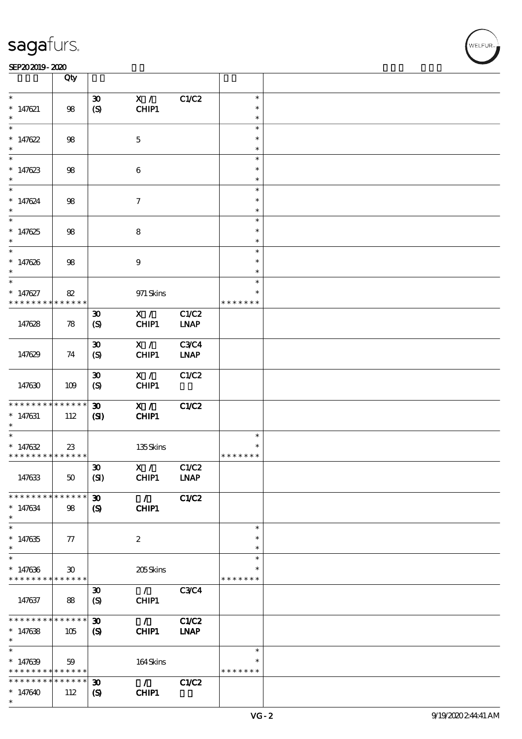| | Qty | | | | | |
|---|---|---|---|---|---|---|
| * | | 30 | X / | C1/C2 | * | |
| * 147621 | 98 | (S) | CHIP1 | | * | |
| * | | | | | * | |
| * | | | | | * | |
| * 147622 | 98 | | 5 | | * | |
| * | | | | | * | |
| * | | | | | * | |
| * 147623 | 98 | | 6 | | * | |
| * | | | | | * | |
| * | | | | | * | |
| * 147624 | 98 | | 7 | | * | |
| * | | | | | * | |
| * | | | | | * | |
| * 147625 | 98 | | 8 | | * | |
| * | | | | | * | |
| * | | | | | * | |
| * 147626 | 98 | | 9 | | * | |
| * | | | | | * | |
| * | | | | | * | |
| * 147627 | 82 | | 971 Skins | | * | |
| * * * * * * * * * * * * * * | | | | | * * * * * * * | |
| 147628 | 78 | 30 (S) | X / CHIP1 | C1/C2 LNAP | | |
| 147629 | 74 | 30 (S) | X / CHIP1 | C3/C4 LNAP | | |
| 147630 | 109 | 30 (S) | X / CHIP1 | C1/C2 | | |
| * * * * * * * * * * * * * * | | **30** | **X /** | **C1/C2** | | |
| * 147631 | 112 | **(SI)** | **CHIP1** | | | |
| * | | | | | | |
| * | | | | | * | |
| * 147632 | 23 | | 135 Skins | | * | |
| * * * * * * * * * * * * * * | | | | | * * * * * * * | |
| 147633 | 50 | 30 (SI) | X / CHIP1 | C1/C2 LNAP | | |
| * * * * * * * * * * * * * * | | **30** | **/** | **C1/C2** | | |
| * 147634 | 98 | **(S)** | **CHIP1** | | | |
| * | | | | | | |
| * | | | | | * | |
| * 147635 | 77 | | 2 | | * | |
| * | | | | | * | |
| * | | | | | * | |
| * 147636 | 30 | | 205 Skins | | * | |
| * * * * * * * * * * * * * * | | | | | * * * * * * * | |
| 147637 | 88 | 30 (S) | / CHIP1 | C3/C4 | | |
| * * * * * * * * * * * * * * | | **30** | **/** | **C1/C2** | | |
| * 147638 | 105 | **(S)** | **CHIP1** | **LNAP** | | |
| * | | | | | | |
| * | | | | | * | |
| * 147639 | 59 | | 164 Skins | | * | |
| * * * * * * * * * * * * * * | | | | | * * * * * * * | |
| * * * * * * * * * * * * * * | | **30** | **/** | **C1/C2** | | |
| * 147640 | 112 | **(S)** | **CHIP1** | | | |
| * | | | | | | |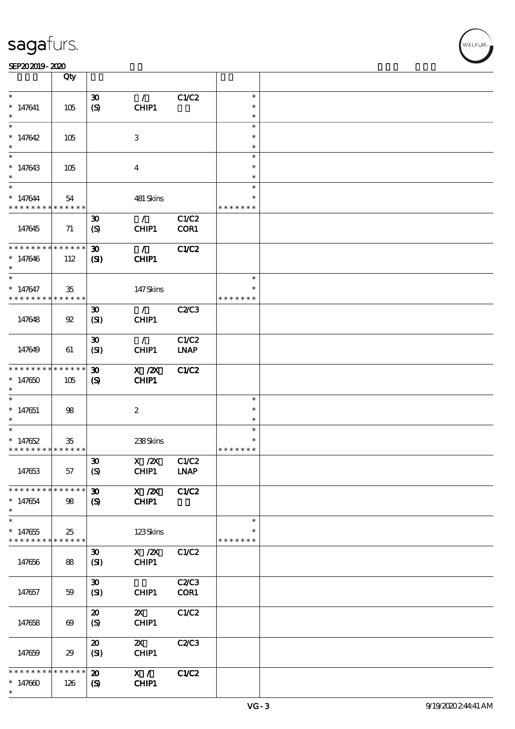| | Qty | | | | | |
|---|---|---|---|---|---|---|
| * <br> * 147641 <br> * | 105 | 30 <br> (S) | / <br> CHIP1 | C1/C2 | * <br> * <br> * | |
| * <br> * 147642 <br> * | 105 | | 3 | | * <br> * <br> * | |
| * <br> * 147643 <br> * | 105 | | 4 | | * <br> * <br> * | |
| * <br> * 147644 <br> * * * * * * * * * * * * * * | 54 | | 481 Skins | | * <br> * <br> * * * * * * * | |
| 147645 | 71 | 30 <br> (S) | / <br> CHIP1 | C1/C2 <br> COR1 | | |
| * * * * * * * * * * * * * * <br> * 147646 <br> * | 112 | 30 <br> (SI) | / <br> CHIP1 | C1/C2 | | |
| * <br> * 147647 <br> * * * * * * * * * * * * * * | 35 | | 147 Skins | | * <br> * <br> * * * * * * * | |
| 147648 | 92 | 30 <br> (SI) | / <br> CHIP1 | C2/C3 | | |
| 147649 | 61 | 30 <br> (SI) | / <br> CHIP1 | C1/C2 <br> LNAP | | |
| * * * * * * * * * * * * * * <br> * 147650 <br> * | 105 | 30 <br> (S) | X /2X <br> CHIP1 | C1/C2 | | |
| * <br> * 147651 <br> * | 98 | | 2 | | * <br> * <br> * | |
| * <br> * 147652 <br> * * * * * * * * * * * * * * | 35 | | 238 Skins | | * <br> * <br> * * * * * * * | |
| 147653 | 57 | 30 <br> (S) | X /2X <br> CHIP1 | C1/C2 <br> LNAP | | |
| * * * * * * * * * * * * * * <br> * 147654 <br> * | 98 | 30 <br> (S) | X /2X <br> CHIP1 | C1/C2 | | |
| * <br> * 147655 <br> * * * * * * * * * * * * * * | 25 | | 123 Skins | | * <br> * <br> * * * * * * * | |
| 147656 | 88 | 30 <br> (SI) | X /2X <br> CHIP1 | C1/C2 | | |
| 147657 | 59 | 30 <br> (SI) | CHIP1 | C2/C3 <br> COR1 | | |
| 147658 | 69 | 20 <br> (S) | 2X <br> CHIP1 | C1/C2 | | |
| 147659 | 29 | 20 <br> (SI) | 2X <br> CHIP1 | C2/C3 | | |
| * * * * * * * * * * * * * * <br> * 147660 <br> * | 126 | 20 <br> (S) | X / <br> CHIP1 | C1/C2 | | |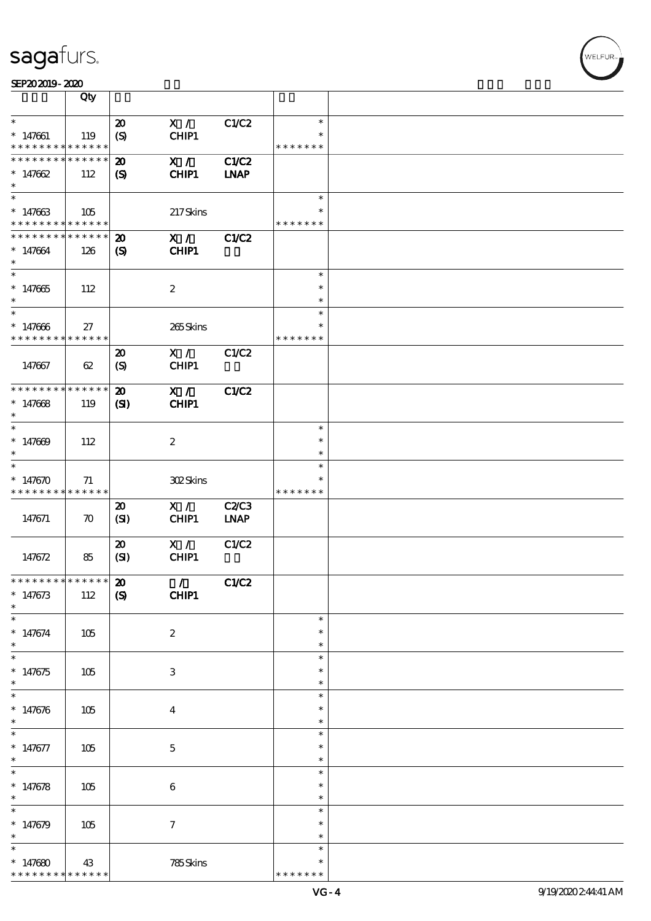| | Qty | | | | | |
|---|---|---|---|---|---|---|
| * <br> * 147661 <br> * * * * * * * * * * * * * * | 119 | 20 <br> (S) | X / <br> CHIP1 | C1/C2 | * <br> * <br> * * * * * * * | |
| * * * * * * * * * * * * * * <br> * 147662 <br> * | 112 | 20 <br> (S) | X / <br> CHIP1 | C1/C2 <br> LNAP | | |
| * <br> * 147663 <br> * * * * * * * * * * * * * * | 105 | | 217 Skins | | * <br> * <br> * * * * * * * | |
| * * * * * * * * * * * * * * <br> * 147664 <br> * | 126 | 20 <br> (S) | X / <br> CHIP1 | C1/C2 | | |
| * <br> * 147665 <br> * | 112 | | 2 | | * <br> * <br> * | |
| * <br> * 147666 <br> * * * * * * * * * * * * * * | 27 | | 265 Skins | | * <br> * <br> * * * * * * * | |
| 147667 | 62 | 20 <br> (S) | X / <br> CHIP1 | C1/C2 | | |
| * * * * * * * * * * * * * * <br> * 147668 <br> * | 119 | 20 <br> (SI) | X / <br> CHIP1 | C1/C2 | | |
| * <br> * 147669 <br> * | 112 | | 2 | | * <br> * <br> * | |
| * <br> * 147670 <br> * * * * * * * * * * * * * * | 71 | | 302 Skins | | * <br> * <br> * * * * * * * | |
| 147671 | 70 | 20 <br> (SI) | X / <br> CHIP1 | C2/C3 <br> LNAP | | |
| 147672 | 85 | 20 <br> (SI) | X / <br> CHIP1 | C1/C2 | | |
| * * * * * * * * * * * * * * <br> * 147673 <br> * | 112 | 20 <br> (S) | / <br> CHIP1 | C1/C2 | | |
| * <br> * 147674 <br> * | 105 | | 2 | | * <br> * <br> * | |
| * <br> * 147675 <br> * | 105 | | 3 | | * <br> * <br> * | |
| * <br> * 147676 <br> * | 105 | | 4 | | * <br> * <br> * | |
| * <br> * 147677 <br> * | 105 | | 5 | | * <br> * <br> * | |
| * <br> * 147678 <br> * | 105 | | 6 | | * <br> * <br> * | |
| * <br> * 147679 <br> * | 105 | | 7 | | * <br> * <br> * | |
| * <br> * 147680 <br> * * * * * * * * * * * * * * | 43 | | 785 Skins | | * <br> * <br> * * * * * * * | |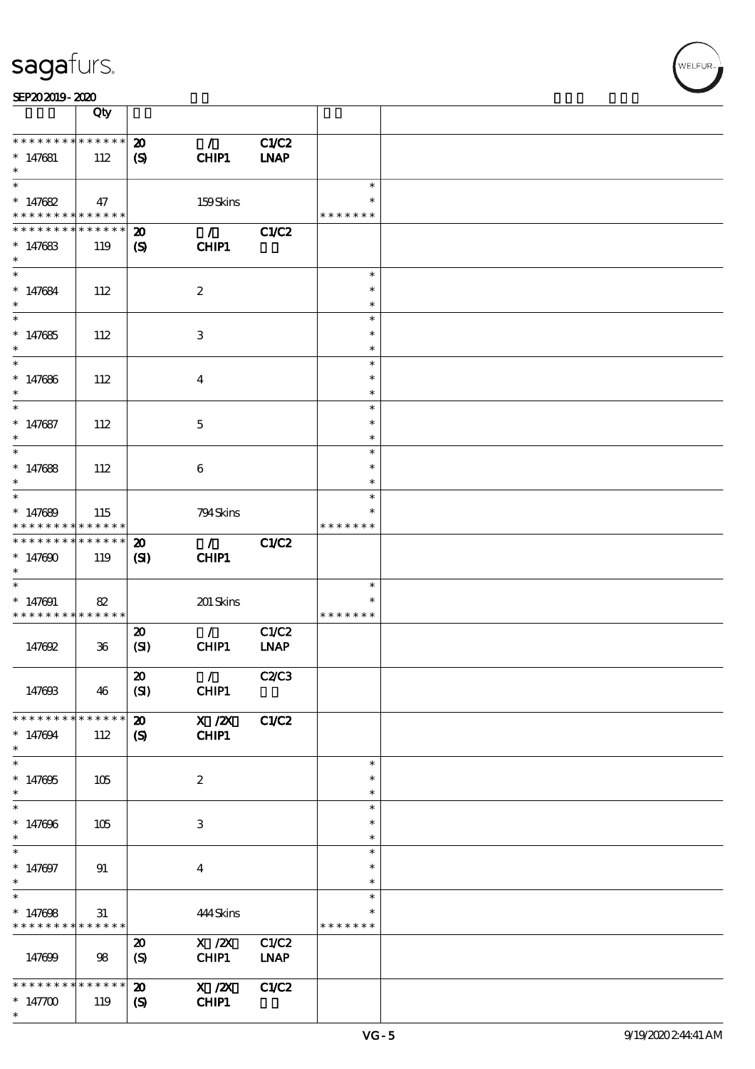| | Qty | | | | | |
|---|---|---|---|---|---|---|
| * * * * * * * * * * * * * * | 20 | / | C1/C2 | | | |
| * 147681 | 112 | (S) | CHIP1 | LNAP | | |
| * | | | | | | |
| * | | | | | * | |
| * 147682 | 47 | | 159 Skins | | * | |
| * * * * * * * * * * * * * * | | | | | * * * * * * * | |
| * * * * * * * * * * * * * * | 20 | / | C1/C2 | | | |
| * 147683 | 119 | (S) | CHIP1 | | | |
| * | | | | | | |
| * | | | | | * | |
| * 147684 | 112 | | 2 | | * | |
| * | | | | | * | |
| * | | | | | * | |
| * 147685 | 112 | | 3 | | * | |
| * | | | | | * | |
| * | | | | | * | |
| * 147686 | 112 | | 4 | | * | |
| * | | | | | * | |
| * | | | | | * | |
| * 147687 | 112 | | 5 | | * | |
| * | | | | | * | |
| * | | | | | * | |
| * 147688 | 112 | | 6 | | * | |
| * | | | | | * | |
| * | | | | | * | |
| * 147689 | 115 | | 794 Skins | | * | |
| * * * * * * * * * * * * * * | | | | | * * * * * * * | |
| * * * * * * * * * * * * * * | 20 | / | C1/C2 | | | |
| * 147690 | 119 | (SI) | CHIP1 | | | |
| * | | | | | | |
| * | | | | | * | |
| * 147691 | 82 | | 201 Skins | | * | |
| * * * * * * * * * * * * * * | | | | | * * * * * * * | |
| | | 20 | / | C1/C2 | | |
| 147692 | 36 | (SI) | CHIP1 | LNAP | | |
| | | 20 | / | C2/C3 | | |
| 147693 | 46 | (SI) | CHIP1 | | | |
| * * * * * * * * * * * * * * | 20 | X /2X | C1/C2 | | | |
| * 147694 | 112 | (S) | CHIP1 | | | |
| * | | | | | | |
| * | | | | | * | |
| * 147695 | 105 | | 2 | | * | |
| * | | | | | * | |
| * | | | | | * | |
| * 147696 | 105 | | 3 | | * | |
| * | | | | | * | |
| * | | | | | * | |
| * 147697 | 91 | | 4 | | * | |
| * | | | | | * | |
| * | | | | | * | |
| * 147698 | 31 | | 444 Skins | | * | |
| * * * * * * * * * * * * * * | | | | | * * * * * * * | |
| | | 20 | X /2X | C1/C2 | | |
| 147699 | 98 | (S) | CHIP1 | LNAP | | |
| * * * * * * * * * * * * * * | 20 | X /2X | C1/C2 | | | |
| * 147700 | 119 | (S) | CHIP1 | | | |
| * | | | | | | |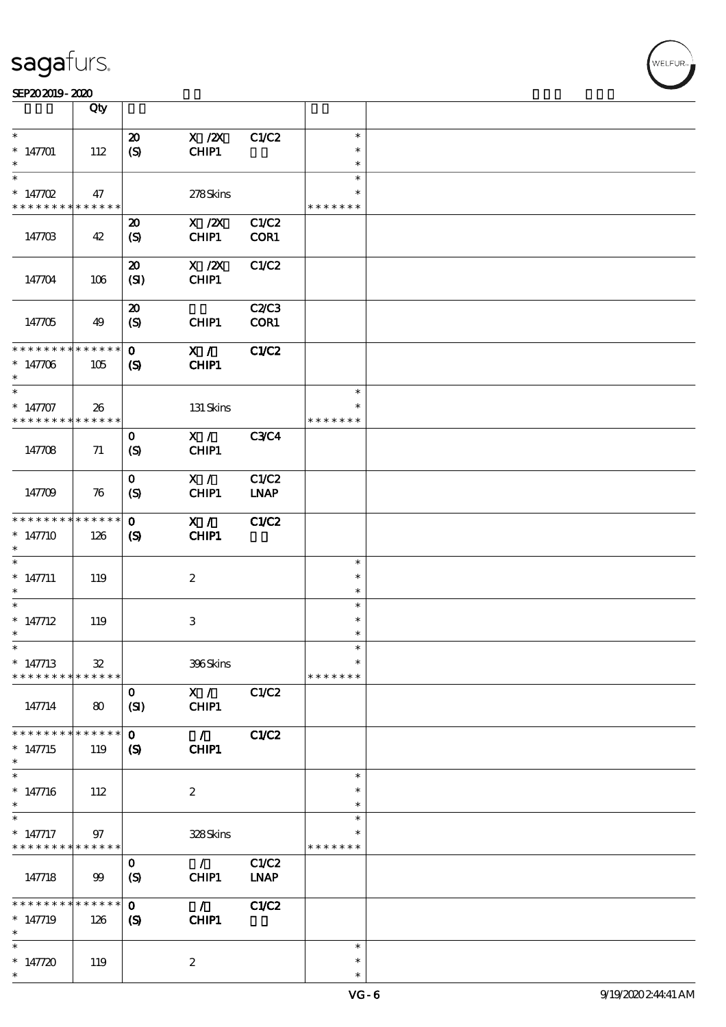| | Qty | | | | | |
|---|---|---|---|---|---|---|
| * 147701 * | 112 | 20 (S) | X /2X CHIP1 | C1/C2 | * * * | |
| * 147702 * * * * * * * * * * * * * * | 47 | | 278 Skins | | * * * * * * * * * | |
| 147703 | 42 | 20 (S) | X /2X CHIP1 | C1/C2 COR1 | | |
| 147704 | 106 | 20 (SI) | X /2X CHIP1 | C1/C2 | | |
| 147705 | 49 | 20 (S) | CHIP1 | C2/C3 COR1 | | |
| * * * * * * * * * * * * * * 147706 * | 105 | 0 (S) | X / CHIP1 | C1/C2 | | |
| * 147707 * * * * * * * * * * * * * * | 26 | | 131 Skins | | * * * * * * * * * | |
| 147708 | 71 | 0 (S) | X / CHIP1 | C3/C4 | | |
| 147709 | 76 | 0 (S) | X / CHIP1 | C1/C2 LNAP | | |
| * * * * * * * * * * * * * * 147710 * | 126 | 0 (S) | X / CHIP1 | C1/C2 | | |
| * 147711 * | 119 | | 2 | | * * * | |
| * 147712 * | 119 | | 3 | | * * * | |
| * 147713 * * * * * * * * * * * * * * | 32 | | 396 Skins | | * * * * * * * * * | |
| 147714 | 80 | 0 (SI) | X / CHIP1 | C1/C2 | | |
| * * * * * * * * * * * * * * 147715 * | 119 | 0 (S) | / CHIP1 | C1/C2 | | |
| * 147716 * | 112 | | 2 | | * * * | |
| * 147717 * * * * * * * * * * * * * * | 97 | | 328 Skins | | * * * * * * * * * | |
| 147718 | 99 | 0 (S) | / CHIP1 | C1/C2 LNAP | | |
| * * * * * * * * * * * * * * 147719 * | 126 | 0 (S) | / CHIP1 | C1/C2 | | |
| * 147720 * | 119 | | 2 | | * * * | |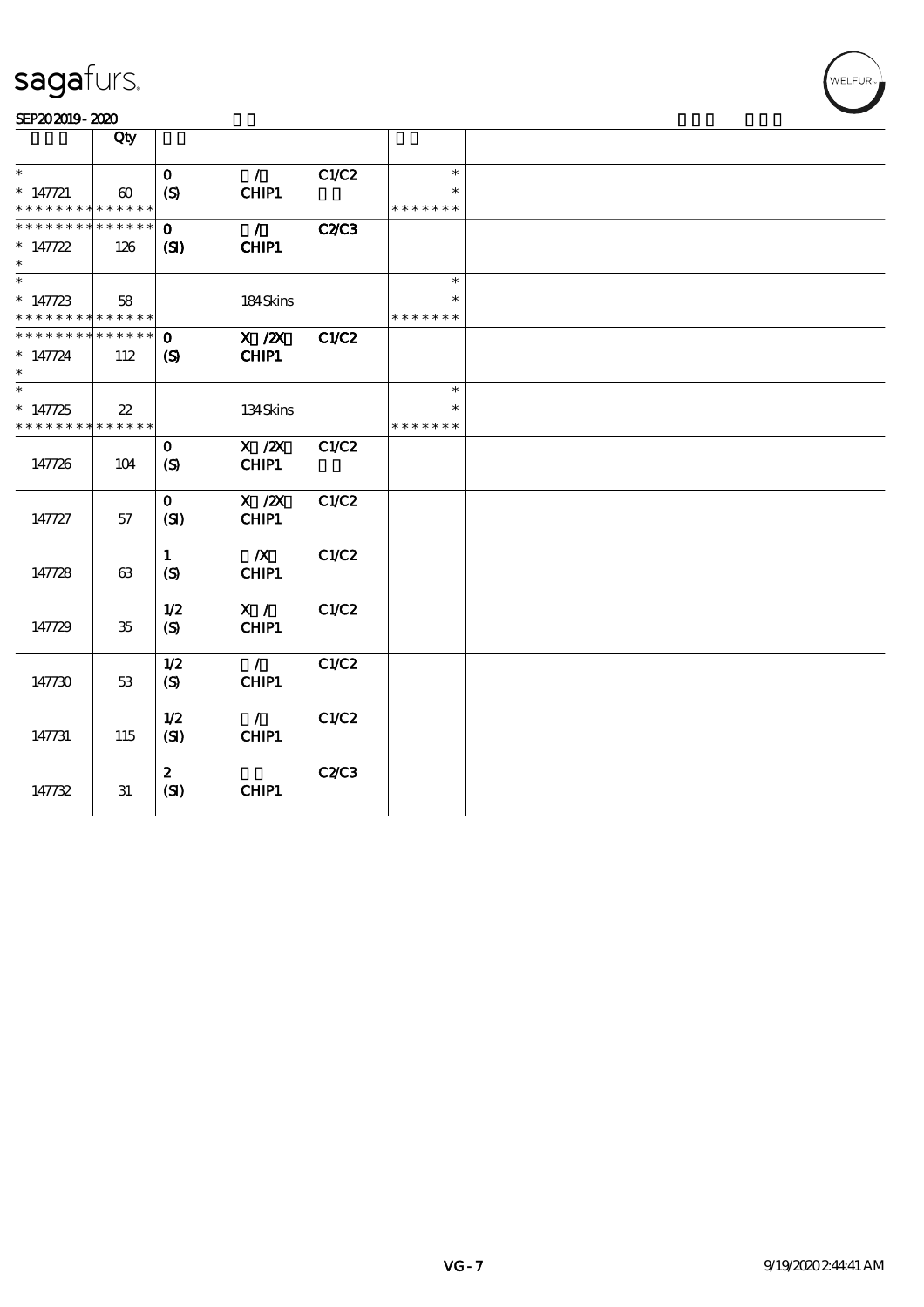sagafurs.

SEP20 2019 - 2020

| | Qty | | | | | |
|---|---|---|---|---|---|---|
| * <br> * 147721 <br> * * * * * * * * * * * * * * | 60 | 0 <br> (S) | / <br> CHIP1 | C1/C2 | * <br> * <br> * * * * * * * | |
| * * * * * * * * * * * * * * <br> * 147722 <br> * | 126 | 0 <br> (SI) | / <br> CHIP1 | C2/C3 | | |
| * <br> * 147723 <br> * * * * * * * * * * * * * * | 58 | | 184 Skins | | * <br> * <br> * * * * * * * | |
| * * * * * * * * * * * * * * <br> * 147724 <br> * | 112 | 0 <br> (S) | X /2X <br> CHIP1 | C1/C2 | | |
| * <br> * 147725 <br> * * * * * * * * * * * * * * | 22 | | 134 Skins | | * <br> * <br> * * * * * * * | |
| 147726 | 104 | 0 <br> (S) | X /2X <br> CHIP1 | C1/C2 | | |
| 147727 | 57 | 0 <br> (SI) | X /2X <br> CHIP1 | C1/C2 | | |
| 147728 | 63 | 1 <br> (S) | /X <br> CHIP1 | C1/C2 | | |
| 147729 | 35 | 1/2 <br> (S) | X / <br> CHIP1 | C1/C2 | | |
| 147730 | 53 | 1/2 <br> (S) | / <br> CHIP1 | C1/C2 | | |
| 147731 | 115 | 1/2 <br> (SI) | / <br> CHIP1 | C1/C2 | | |
| 147732 | 31 | 2 <br> (SI) | CHIP1 | C2/C3 | | |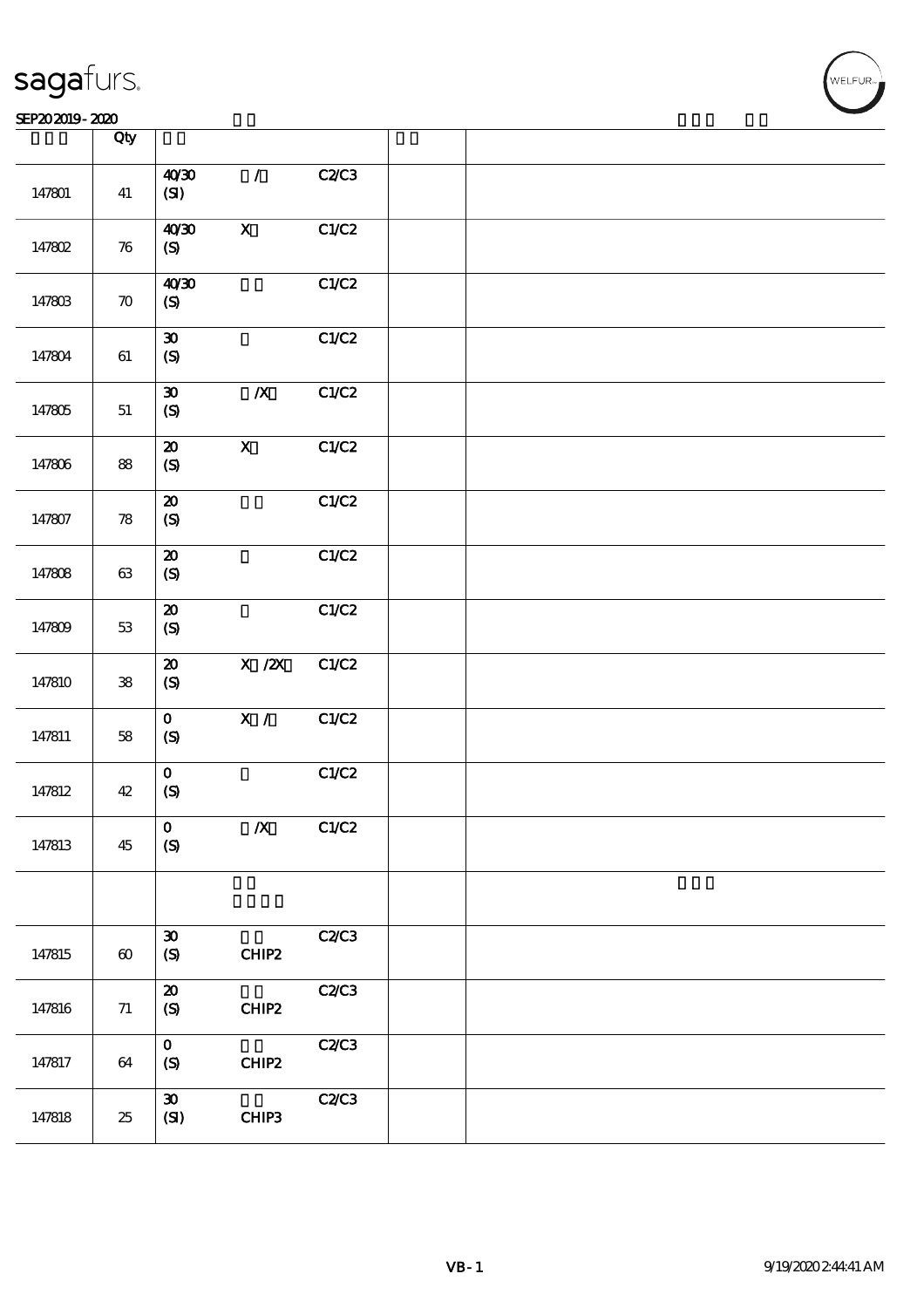sagafurs.

SEP20 2019 - 2020

| | Qty | | | | | |
|---|---|---|---|---|---|---|
| 147801 | 41 | 40/30 (SI) | / | C2/C3 | | |
| 147802 | 76 | 40/30 (S) | X | C1/C2 | | |
| 147803 | 70 | 40/30 (S) | | C1/C2 | | |
| 147804 | 61 | 30 (S) | | C1/C2 | | |
| 147805 | 51 | 30 (S) | /X | C1/C2 | | |
| 147806 | 88 | 20 (S) | X | C1/C2 | | |
| 147807 | 78 | 20 (S) | | C1/C2 | | |
| 147808 | 63 | 20 (S) | | C1/C2 | | |
| 147809 | 53 | 20 (S) | | C1/C2 | | |
| 147810 | 38 | 20 (S) | X /2X | C1/C2 | | |
| 147811 | 58 | 0 (S) | X / | C1/C2 | | |
| 147812 | 42 | 0 (S) | | C1/C2 | | |
| 147813 | 45 | 0 (S) | /X | C1/C2 | | |
| | | | | | | |
| 147815 | 60 | 30 (S) | CHIP2 | C2/C3 | | |
| 147816 | 71 | 20 (S) | CHIP2 | C2/C3 | | |
| 147817 | 64 | 0 (S) | CHIP2 | C2/C3 | | |
| 147818 | 25 | 30 (SI) | CHIP3 | C2/C3 | | |

VB - 1 9/19/2020 2:44:41 AM